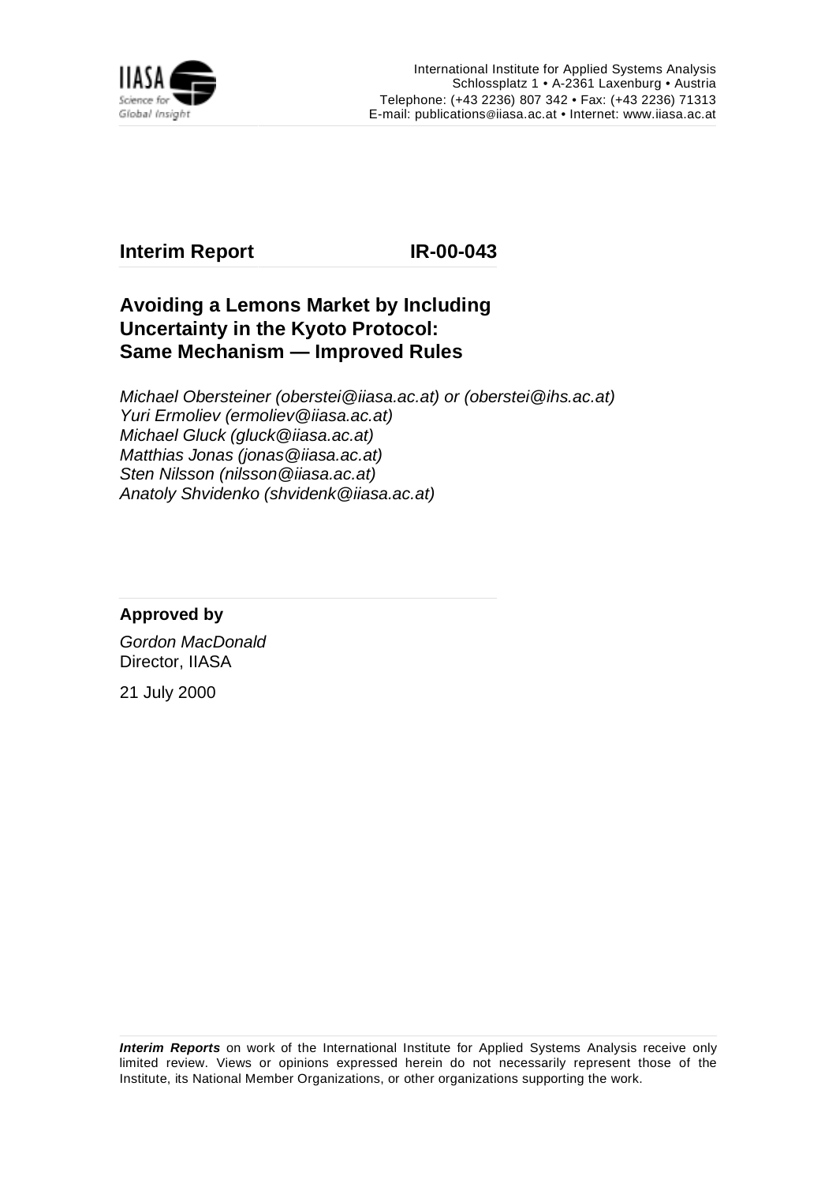International Institute for Applied Systems Analysis
Schlossplatz 1 • A-2361 Laxenburg • Austria
Telephone: (+43 2236) 807 342 • Fax: (+43 2236) 71313
E-mail: publications@iiasa.ac.at • Internet: www.iiasa.ac.at

**Interim Report** **IR-00-043**

# Avoiding a Lemons Market by Including Uncertainty in the Kyoto Protocol: Same Mechanism — Improved Rules

*Michael Obersteiner (oberstei@iiasa.ac.at) or (oberstei@ihs.ac.at)*
*Yuri Ermoliev (ermoliev@iiasa.ac.at)*
*Michael Gluck (gluck@iiasa.ac.at)*
*Matthias Jonas (jonas@iiasa.ac.at)*
*Sten Nilsson (nilsson@iiasa.ac.at)*
*Anatoly Shvidenko (shvidenk@iiasa.ac.at)*

**Approved by**

*Gordon MacDonald*
Director, IIASA

21 July 2000

***Interim Reports*** on work of the International Institute for Applied Systems Analysis receive only limited review. Views or opinions expressed herein do not necessarily represent those of the Institute, its National Member Organizations, or other organizations supporting the work.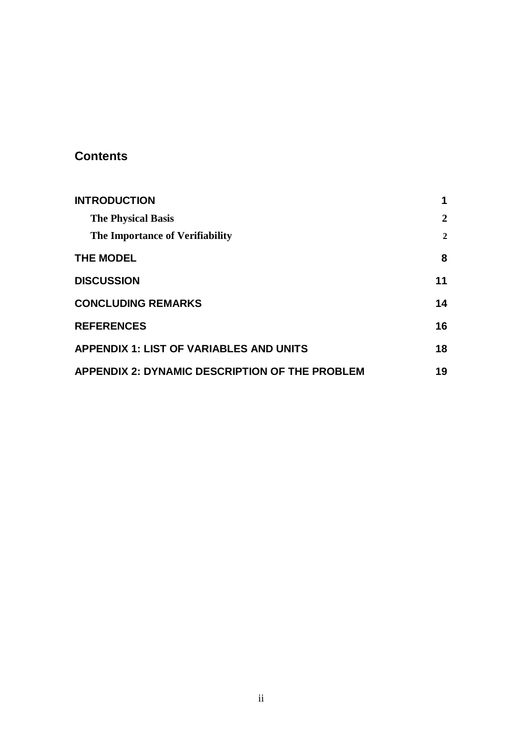## Contents

| | |
|---|---|
| **INTRODUCTION** | **1** |
| **The Physical Basis** | **2** |
| **The Importance of Verifiability** | **2** |
| **THE MODEL** | **8** |
| **DISCUSSION** | **11** |
| **CONCLUDING REMARKS** | **14** |
| **REFERENCES** | **16** |
| **APPENDIX 1: LIST OF VARIABLES AND UNITS** | **18** |
| **APPENDIX 2: DYNAMIC DESCRIPTION OF THE PROBLEM** | **19** |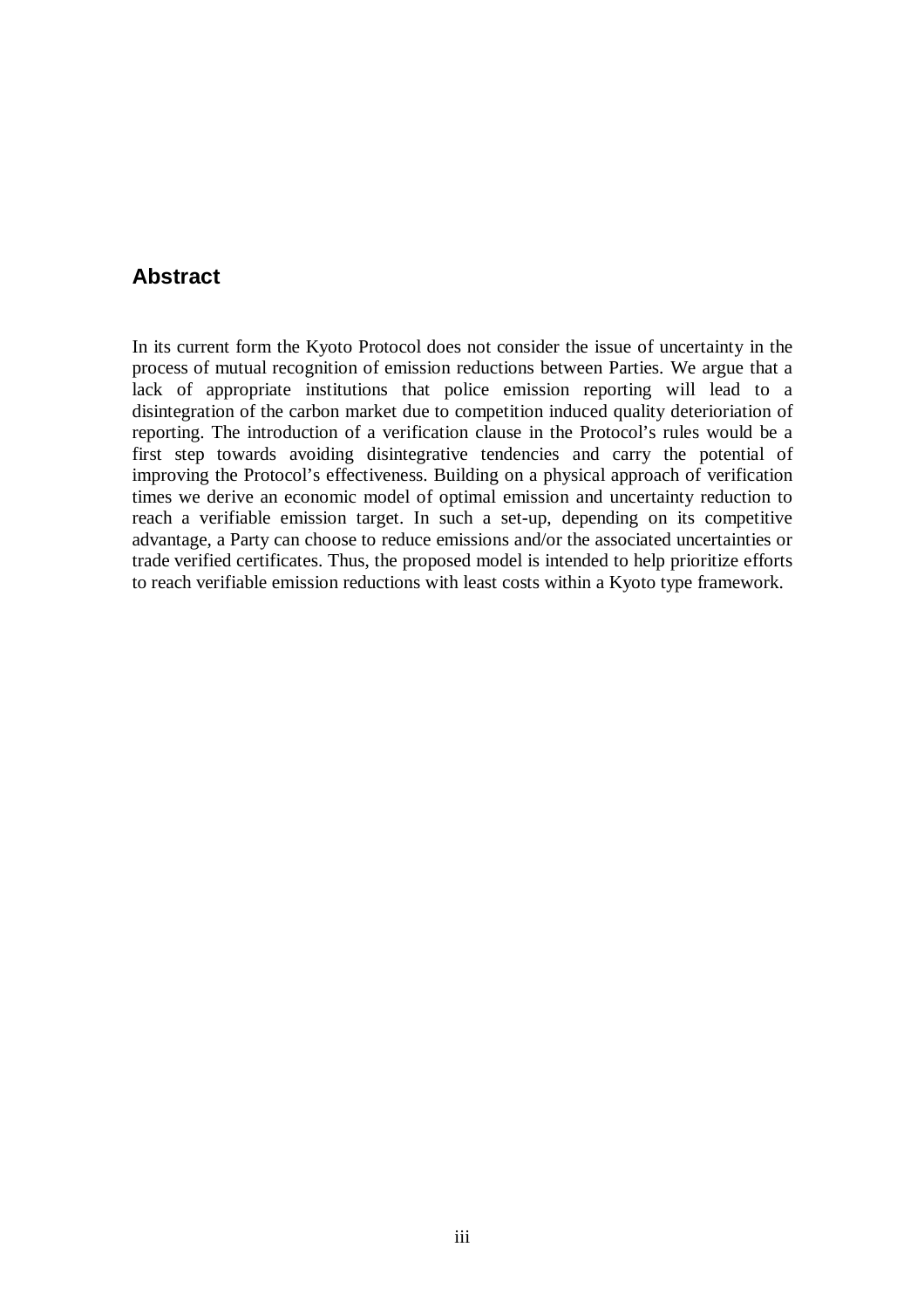## Abstract

In its current form the Kyoto Protocol does not consider the issue of uncertainty in the process of mutual recognition of emission reductions between Parties. We argue that a lack of appropriate institutions that police emission reporting will lead to a disintegration of the carbon market due to competition induced quality deterioriation of reporting. The introduction of a verification clause in the Protocol's rules would be a first step towards avoiding disintegrative tendencies and carry the potential of improving the Protocol's effectiveness. Building on a physical approach of verification times we derive an economic model of optimal emission and uncertainty reduction to reach a verifiable emission target. In such a set-up, depending on its competitive advantage, a Party can choose to reduce emissions and/or the associated uncertainties or trade verified certificates. Thus, the proposed model is intended to help prioritize efforts to reach verifiable emission reductions with least costs within a Kyoto type framework.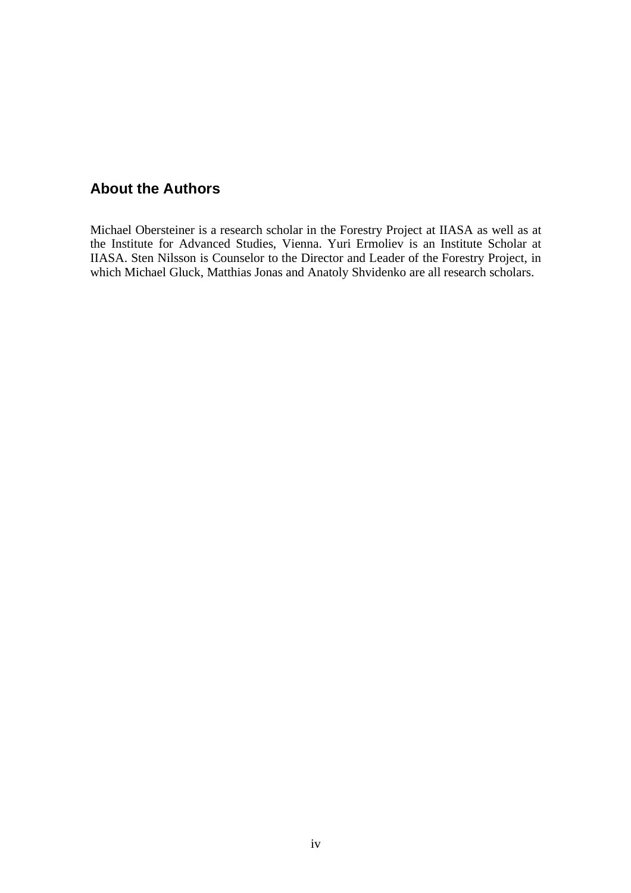## About the Authors

Michael Obersteiner is a research scholar in the Forestry Project at IIASA as well as at the Institute for Advanced Studies, Vienna. Yuri Ermoliev is an Institute Scholar at IIASA. Sten Nilsson is Counselor to the Director and Leader of the Forestry Project, in which Michael Gluck, Matthias Jonas and Anatoly Shvidenko are all research scholars.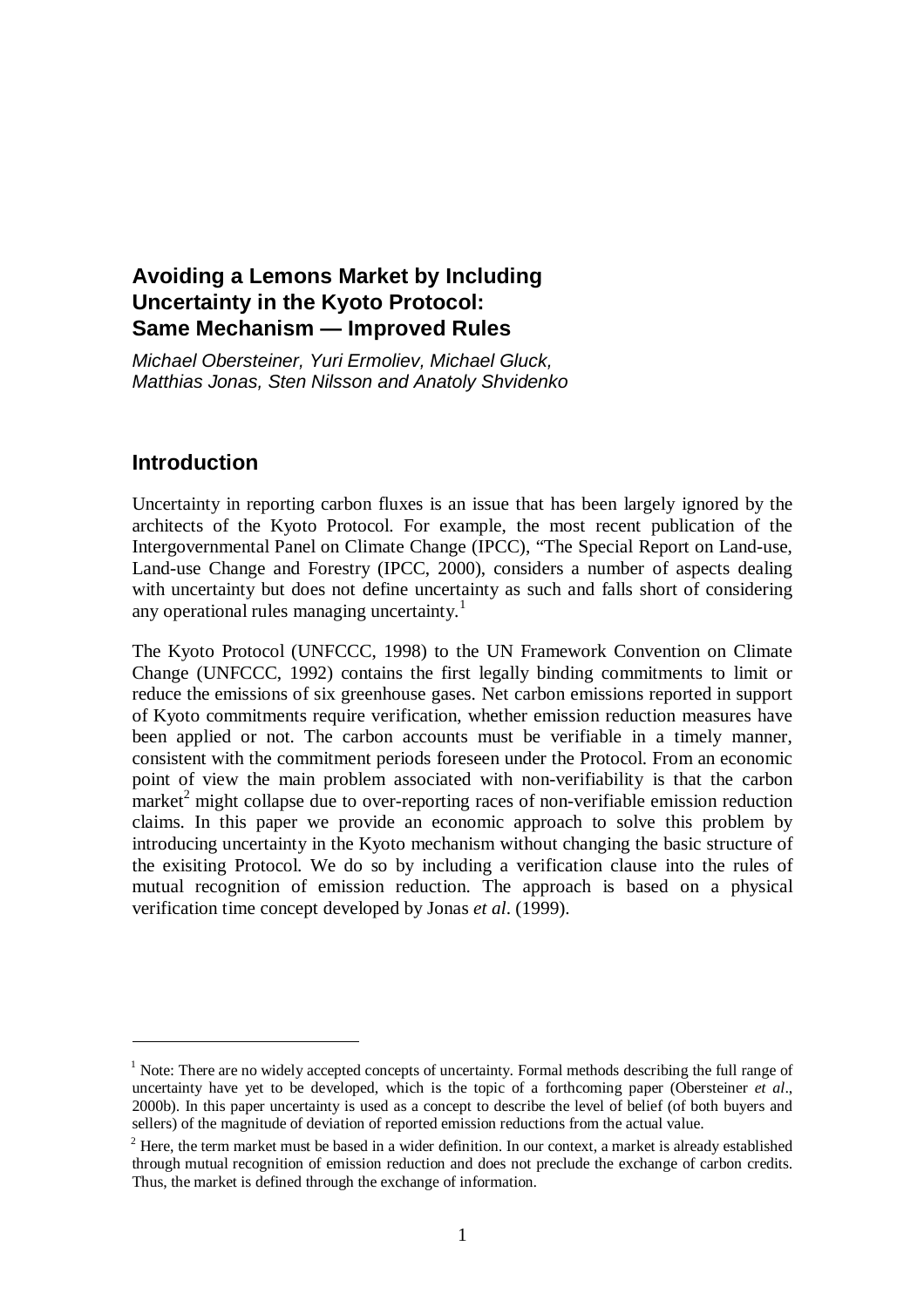# Avoiding a Lemons Market by Including Uncertainty in the Kyoto Protocol: Same Mechanism — Improved Rules

*Michael Obersteiner, Yuri Ermoliev, Michael Gluck, Matthias Jonas, Sten Nilsson and Anatoly Shvidenko*

## Introduction

Uncertainty in reporting carbon fluxes is an issue that has been largely ignored by the architects of the Kyoto Protocol. For example, the most recent publication of the Intergovernmental Panel on Climate Change (IPCC), "The Special Report on Land-use, Land-use Change and Forestry (IPCC, 2000), considers a number of aspects dealing with uncertainty but does not define uncertainty as such and falls short of considering any operational rules managing uncertainty.[1]

The Kyoto Protocol (UNFCCC, 1998) to the UN Framework Convention on Climate Change (UNFCCC, 1992) contains the first legally binding commitments to limit or reduce the emissions of six greenhouse gases. Net carbon emissions reported in support of Kyoto commitments require verification, whether emission reduction measures have been applied or not. The carbon accounts must be verifiable in a timely manner, consistent with the commitment periods foreseen under the Protocol. From an economic point of view the main problem associated with non-verifiability is that the carbon market[2] might collapse due to over-reporting races of non-verifiable emission reduction claims. In this paper we provide an economic approach to solve this problem by introducing uncertainty in the Kyoto mechanism without changing the basic structure of the exisiting Protocol. We do so by including a verification clause into the rules of mutual recognition of emission reduction. The approach is based on a physical verification time concept developed by Jonas *et al*. (1999).

---

[1] Note: There are no widely accepted concepts of uncertainty. Formal methods describing the full range of uncertainty have yet to be developed, which is the topic of a forthcoming paper (Obersteiner *et al*., 2000b). In this paper uncertainty is used as a concept to describe the level of belief (of both buyers and sellers) of the magnitude of deviation of reported emission reductions from the actual value.

[2] Here, the term market must be based in a wider definition. In our context, a market is already established through mutual recognition of emission reduction and does not preclude the exchange of carbon credits. Thus, the market is defined through the exchange of information.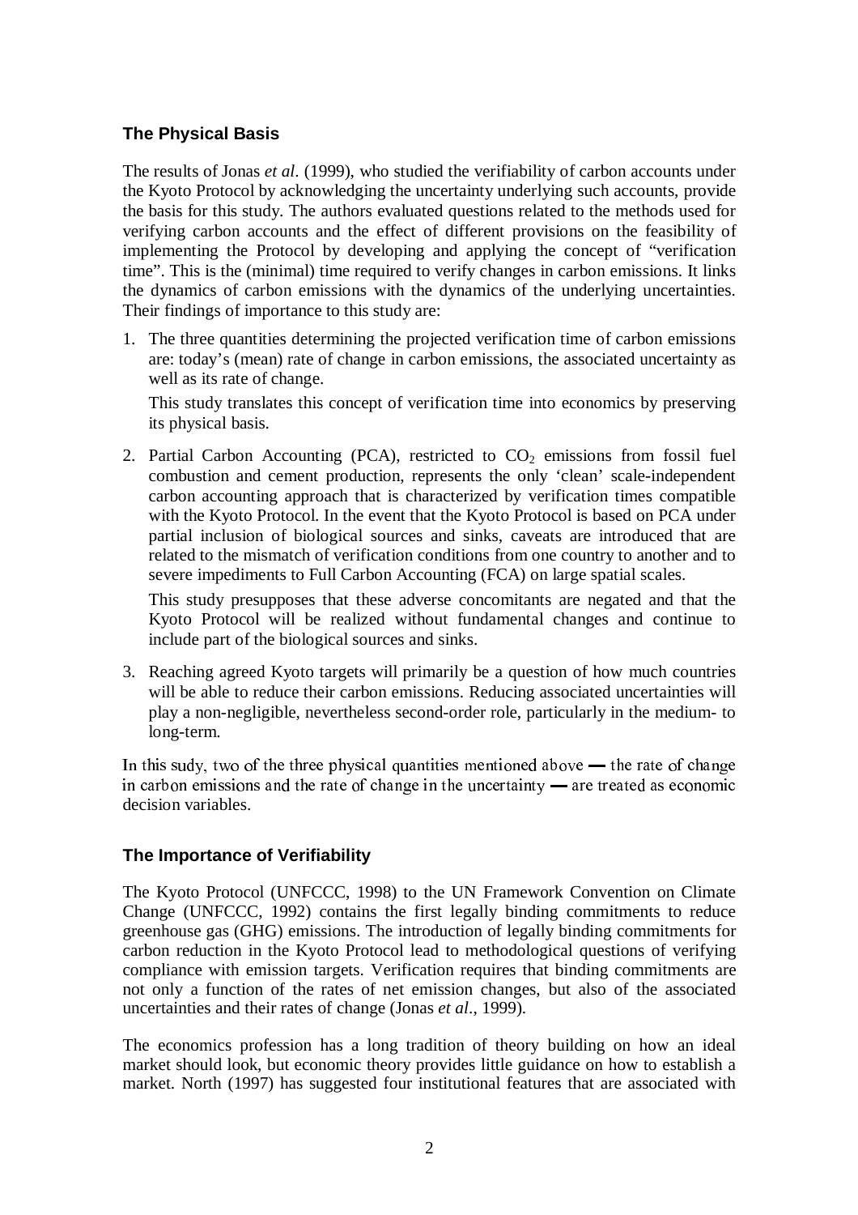## The Physical Basis

The results of Jonas *et al*. (1999), who studied the verifiability of carbon accounts under the Kyoto Protocol by acknowledging the uncertainty underlying such accounts, provide the basis for this study. The authors evaluated questions related to the methods used for verifying carbon accounts and the effect of different provisions on the feasibility of implementing the Protocol by developing and applying the concept of "verification time". This is the (minimal) time required to verify changes in carbon emissions. It links the dynamics of carbon emissions with the dynamics of the underlying uncertainties. Their findings of importance to this study are:

1. The three quantities determining the projected verification time of carbon emissions are: today's (mean) rate of change in carbon emissions, the associated uncertainty as well as its rate of change.

   This study translates this concept of verification time into economics by preserving its physical basis.

2. Partial Carbon Accounting (PCA), restricted to $CO_2$ emissions from fossil fuel combustion and cement production, represents the only 'clean' scale-independent carbon accounting approach that is characterized by verification times compatible with the Kyoto Protocol. In the event that the Kyoto Protocol is based on PCA under partial inclusion of biological sources and sinks, caveats are introduced that are related to the mismatch of verification conditions from one country to another and to severe impediments to Full Carbon Accounting (FCA) on large spatial scales.

   This study presupposes that these adverse concomitants are negated and that the Kyoto Protocol will be realized without fundamental changes and continue to include part of the biological sources and sinks.

3. Reaching agreed Kyoto targets will primarily be a question of how much countries will be able to reduce their carbon emissions. Reducing associated uncertainties will play a non-negligible, nevertheless second-order role, particularly in the medium- to long-term.

In this sudy, two of the three physical quantities mentioned above — the rate of change in carbon emissions and the rate of change in the uncertainty — are treated as economic decision variables.

## The Importance of Verifiability

The Kyoto Protocol (UNFCCC, 1998) to the UN Framework Convention on Climate Change (UNFCCC, 1992) contains the first legally binding commitments to reduce greenhouse gas (GHG) emissions. The introduction of legally binding commitments for carbon reduction in the Kyoto Protocol lead to methodological questions of verifying compliance with emission targets. Verification requires that binding commitments are not only a function of the rates of net emission changes, but also of the associated uncertainties and their rates of change (Jonas *et al*., 1999).

The economics profession has a long tradition of theory building on how an ideal market should look, but economic theory provides little guidance on how to establish a market. North (1997) has suggested four institutional features that are associated with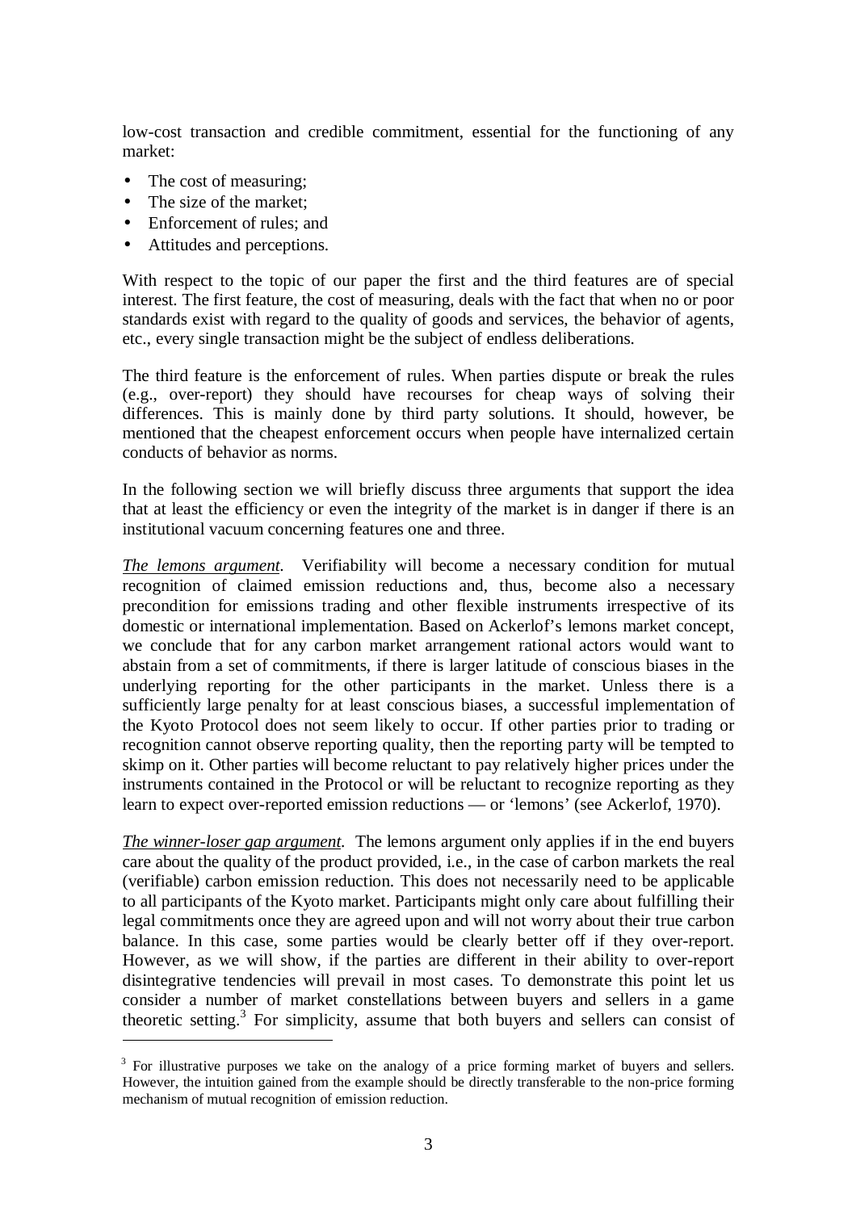low-cost transaction and credible commitment, essential for the functioning of any market:

- The cost of measuring;
- The size of the market;
- Enforcement of rules; and
- Attitudes and perceptions.

With respect to the topic of our paper the first and the third features are of special interest. The first feature, the cost of measuring, deals with the fact that when no or poor standards exist with regard to the quality of goods and services, the behavior of agents, etc., every single transaction might be the subject of endless deliberations.

The third feature is the enforcement of rules. When parties dispute or break the rules (e.g., over-report) they should have recourses for cheap ways of solving their differences. This is mainly done by third party solutions. It should, however, be mentioned that the cheapest enforcement occurs when people have internalized certain conducts of behavior as norms.

In the following section we will briefly discuss three arguments that support the idea that at least the efficiency or even the integrity of the market is in danger if there is an institutional vacuum concerning features one and three.

*The lemons argument.* Verifiability will become a necessary condition for mutual recognition of claimed emission reductions and, thus, become also a necessary precondition for emissions trading and other flexible instruments irrespective of its domestic or international implementation. Based on Ackerlof's lemons market concept, we conclude that for any carbon market arrangement rational actors would want to abstain from a set of commitments, if there is larger latitude of conscious biases in the underlying reporting for the other participants in the market. Unless there is a sufficiently large penalty for at least conscious biases, a successful implementation of the Kyoto Protocol does not seem likely to occur. If other parties prior to trading or recognition cannot observe reporting quality, then the reporting party will be tempted to skimp on it. Other parties will become reluctant to pay relatively higher prices under the instruments contained in the Protocol or will be reluctant to recognize reporting as they learn to expect over-reported emission reductions — or 'lemons' (see Ackerlof, 1970).

*The winner-loser gap argument.* The lemons argument only applies if in the end buyers care about the quality of the product provided, i.e., in the case of carbon markets the real (verifiable) carbon emission reduction. This does not necessarily need to be applicable to all participants of the Kyoto market. Participants might only care about fulfilling their legal commitments once they are agreed upon and will not worry about their true carbon balance. In this case, some parties would be clearly better off if they over-report. However, as we will show, if the parties are different in their ability to over-report disintegrative tendencies will prevail in most cases. To demonstrate this point let us consider a number of market constellations between buyers and sellers in a game theoretic setting.[3] For simplicity, assume that both buyers and sellers can consist of

[3] For illustrative purposes we take on the analogy of a price forming market of buyers and sellers. However, the intuition gained from the example should be directly transferable to the non-price forming mechanism of mutual recognition of emission reduction.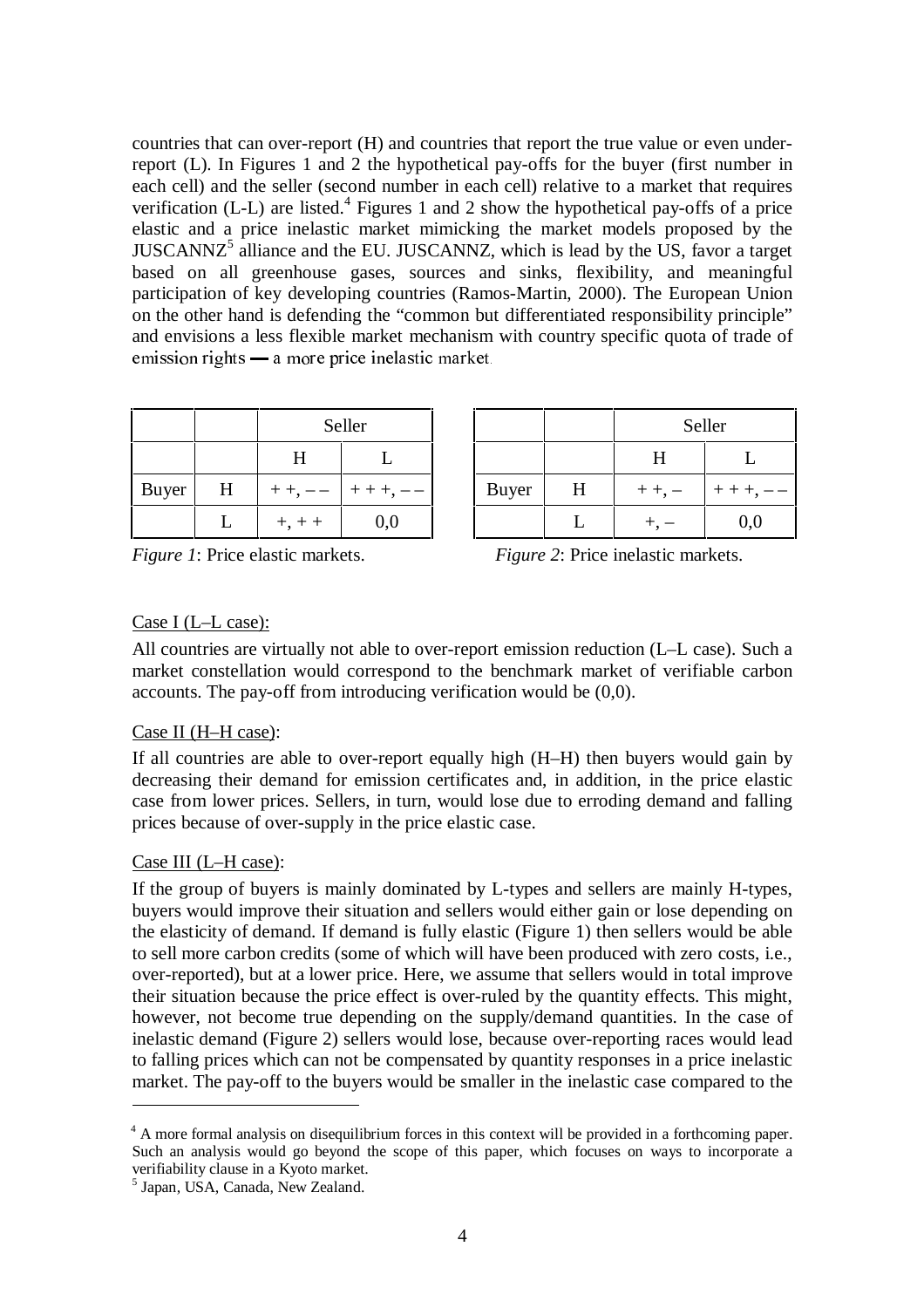countries that can over-report (H) and countries that report the true value or even under-report (L). In Figures 1 and 2 the hypothetical pay-offs for the buyer (first number in each cell) and the seller (second number in each cell) relative to a market that requires verification (L-L) are listed.[4] Figures 1 and 2 show the hypothetical pay-offs of a price elastic and a price inelastic market mimicking the market models proposed by the JUSCANNZ[5] alliance and the EU. JUSCANNZ, which is lead by the US, favor a target based on all greenhouse gases, sources and sinks, flexibility, and meaningful participation of key developing countries (Ramos-Martin, 2000). The European Union on the other hand is defending the "common but differentiated responsibility principle" and envisions a less flexible market mechanism with country specific quota of trade of emission rights — a more price inelastic market.

| | | Seller | |
|---|---|---|---|
| | | H | L |
| Buyer | H | + +, – – | + + +, – – |
| | L | +, + + | 0,0 |

*Figure 1*: Price elastic markets.

| | | Seller | |
|---|---|---|---|
| | | H | L |
| Buyer | H | + +, – | + + +, – – |
| | L | +, – | 0,0 |

*Figure 2*: Price inelastic markets.

Case I (L–L case):

All countries are virtually not able to over-report emission reduction (L–L case). Such a market constellation would correspond to the benchmark market of verifiable carbon accounts. The pay-off from introducing verification would be (0,0).

Case II (H–H case):

If all countries are able to over-report equally high (H–H) then buyers would gain by decreasing their demand for emission certificates and, in addition, in the price elastic case from lower prices. Sellers, in turn, would lose due to erroding demand and falling prices because of over-supply in the price elastic case.

Case III (L–H case):

If the group of buyers is mainly dominated by L-types and sellers are mainly H-types, buyers would improve their situation and sellers would either gain or lose depending on the elasticity of demand. If demand is fully elastic (Figure 1) then sellers would be able to sell more carbon credits (some of which will have been produced with zero costs, i.e., over-reported), but at a lower price. Here, we assume that sellers would in total improve their situation because the price effect is over-ruled by the quantity effects. This might, however, not become true depending on the supply/demand quantities. In the case of inelastic demand (Figure 2) sellers would lose, because over-reporting races would lead to falling prices which can not be compensated by quantity responses in a price inelastic market. The pay-off to the buyers would be smaller in the inelastic case compared to the

[4] A more formal analysis on disequilibrium forces in this context will be provided in a forthcoming paper. Such an analysis would go beyond the scope of this paper, which focuses on ways to incorporate a verifiability clause in a Kyoto market.

[5] Japan, USA, Canada, New Zealand.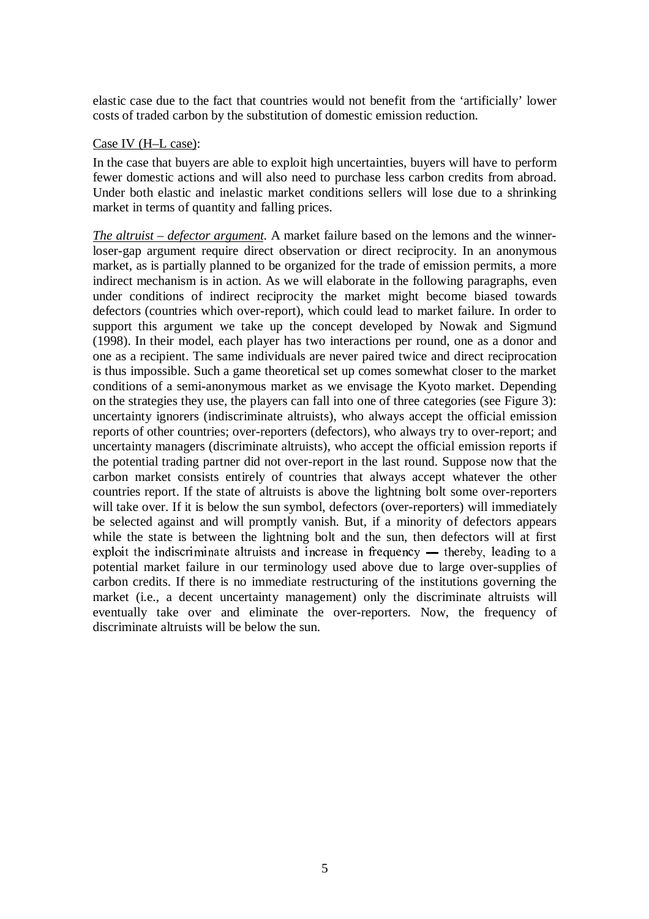elastic case due to the fact that countries would not benefit from the 'artificially' lower costs of traded carbon by the substitution of domestic emission reduction.

Case IV (H–L case):

In the case that buyers are able to exploit high uncertainties, buyers will have to perform fewer domestic actions and will also need to purchase less carbon credits from abroad. Under both elastic and inelastic market conditions sellers will lose due to a shrinking market in terms of quantity and falling prices.

*The altruist – defector argument.* A market failure based on the lemons and the winner-loser-gap argument require direct observation or direct reciprocity. In an anonymous market, as is partially planned to be organized for the trade of emission permits, a more indirect mechanism is in action. As we will elaborate in the following paragraphs, even under conditions of indirect reciprocity the market might become biased towards defectors (countries which over-report), which could lead to market failure. In order to support this argument we take up the concept developed by Nowak and Sigmund (1998). In their model, each player has two interactions per round, one as a donor and one as a recipient. The same individuals are never paired twice and direct reciprocation is thus impossible. Such a game theoretical set up comes somewhat closer to the market conditions of a semi-anonymous market as we envisage the Kyoto market. Depending on the strategies they use, the players can fall into one of three categories (see Figure 3): uncertainty ignorers (indiscriminate altruists), who always accept the official emission reports of other countries; over-reporters (defectors), who always try to over-report; and uncertainty managers (discriminate altruists), who accept the official emission reports if the potential trading partner did not over-report in the last round. Suppose now that the carbon market consists entirely of countries that always accept whatever the other countries report. If the state of altruists is above the lightning bolt some over-reporters will take over. If it is below the sun symbol, defectors (over-reporters) will immediately be selected against and will promptly vanish. But, if a minority of defectors appears while the state is between the lightning bolt and the sun, then defectors will at first exploit the indiscriminate altruists and increase in frequency — thereby, leading to a potential market failure in our terminology used above due to large over-supplies of carbon credits. If there is no immediate restructuring of the institutions governing the market (i.e., a decent uncertainty management) only the discriminate altruists will eventually take over and eliminate the over-reporters. Now, the frequency of discriminate altruists will be below the sun.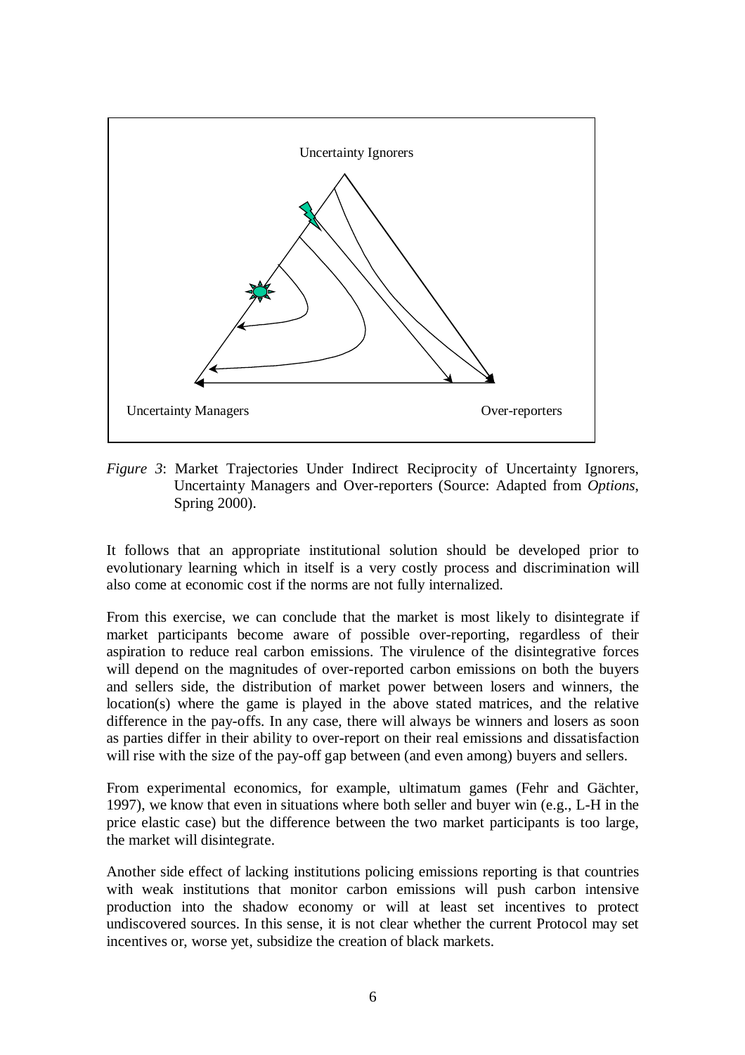Uncertainty Ignorers

Uncertainty Managers

Over-reporters

*Figure 3*: Market Trajectories Under Indirect Reciprocity of Uncertainty Ignorers, Uncertainty Managers and Over-reporters (Source: Adapted from *Options*, Spring 2000).

It follows that an appropriate institutional solution should be developed prior to evolutionary learning which in itself is a very costly process and discrimination will also come at economic cost if the norms are not fully internalized.

From this exercise, we can conclude that the market is most likely to disintegrate if market participants become aware of possible over-reporting, regardless of their aspiration to reduce real carbon emissions. The virulence of the disintegrative forces will depend on the magnitudes of over-reported carbon emissions on both the buyers and sellers side, the distribution of market power between losers and winners, the location(s) where the game is played in the above stated matrices, and the relative difference in the pay-offs. In any case, there will always be winners and losers as soon as parties differ in their ability to over-report on their real emissions and dissatisfaction will rise with the size of the pay-off gap between (and even among) buyers and sellers.

From experimental economics, for example, ultimatum games (Fehr and Gächter, 1997), we know that even in situations where both seller and buyer win (e.g., L-H in the price elastic case) but the difference between the two market participants is too large, the market will disintegrate.

Another side effect of lacking institutions policing emissions reporting is that countries with weak institutions that monitor carbon emissions will push carbon intensive production into the shadow economy or will at least set incentives to protect undiscovered sources. In this sense, it is not clear whether the current Protocol may set incentives or, worse yet, subsidize the creation of black markets.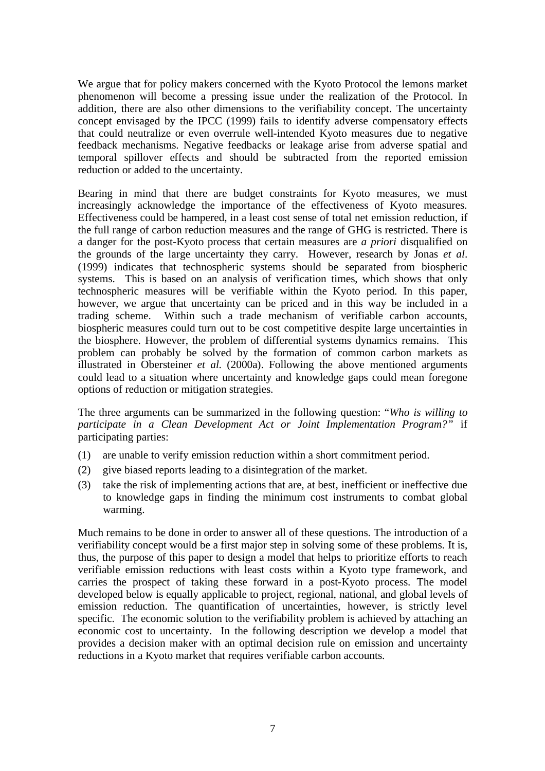We argue that for policy makers concerned with the Kyoto Protocol the lemons market phenomenon will become a pressing issue under the realization of the Protocol. In addition, there are also other dimensions to the verifiability concept. The uncertainty concept envisaged by the IPCC (1999) fails to identify adverse compensatory effects that could neutralize or even overrule well-intended Kyoto measures due to negative feedback mechanisms. Negative feedbacks or leakage arise from adverse spatial and temporal spillover effects and should be subtracted from the reported emission reduction or added to the uncertainty.

Bearing in mind that there are budget constraints for Kyoto measures, we must increasingly acknowledge the importance of the effectiveness of Kyoto measures. Effectiveness could be hampered, in a least cost sense of total net emission reduction, if the full range of carbon reduction measures and the range of GHG is restricted. There is a danger for the post-Kyoto process that certain measures are *a priori* disqualified on the grounds of the large uncertainty they carry. However, research by Jonas *et al*. (1999) indicates that technospheric systems should be separated from biospheric systems. This is based on an analysis of verification times, which shows that only technospheric measures will be verifiable within the Kyoto period. In this paper, however, we argue that uncertainty can be priced and in this way be included in a trading scheme. Within such a trade mechanism of verifiable carbon accounts, biospheric measures could turn out to be cost competitive despite large uncertainties in the biosphere. However, the problem of differential systems dynamics remains. This problem can probably be solved by the formation of common carbon markets as illustrated in Obersteiner *et al.* (2000a). Following the above mentioned arguments could lead to a situation where uncertainty and knowledge gaps could mean foregone options of reduction or mitigation strategies.

The three arguments can be summarized in the following question: "*Who is willing to participate in a Clean Development Act or Joint Implementation Program?*" if participating parties:

(1) are unable to verify emission reduction within a short commitment period.

(2) give biased reports leading to a disintegration of the market.

(3) take the risk of implementing actions that are, at best, inefficient or ineffective due to knowledge gaps in finding the minimum cost instruments to combat global warming.

Much remains to be done in order to answer all of these questions. The introduction of a verifiability concept would be a first major step in solving some of these problems. It is, thus, the purpose of this paper to design a model that helps to prioritize efforts to reach verifiable emission reductions with least costs within a Kyoto type framework, and carries the prospect of taking these forward in a post-Kyoto process. The model developed below is equally applicable to project, regional, national, and global levels of emission reduction. The quantification of uncertainties, however, is strictly level specific. The economic solution to the verifiability problem is achieved by attaching an economic cost to uncertainty. In the following description we develop a model that provides a decision maker with an optimal decision rule on emission and uncertainty reductions in a Kyoto market that requires verifiable carbon accounts.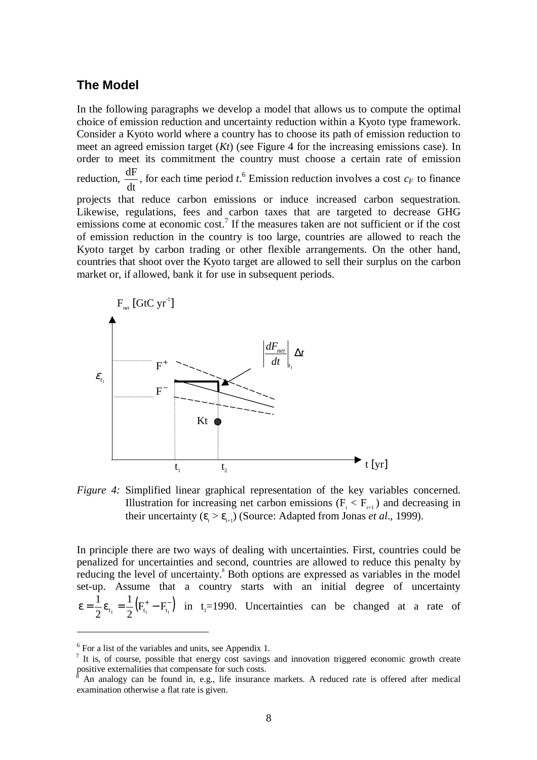## The Model

In the following paragraphs we develop a model that allows us to compute the optimal choice of emission reduction and uncertainty reduction within a Kyoto type framework. Consider a Kyoto world where a country has to choose its path of emission reduction to meet an agreed emission target (*Kt*) (see Figure 4 for the increasing emissions case). In order to meet its commitment the country must choose a certain rate of emission reduction, $\frac{dF}{dt}$, for each time period *t*.[6] Emission reduction involves a cost $c_F$ to finance projects that reduce carbon emissions or induce increased carbon sequestration. Likewise, regulations, fees and carbon taxes that are targeted to decrease GHG emissions come at economic cost.[7] If the measures taken are not sufficient or if the cost of emission reduction in the country is too large, countries are allowed to reach the Kyoto target by carbon trading or other flexible arrangements. On the other hand, countries that shoot over the Kyoto target are allowed to sell their surplus on the carbon market or, if allowed, bank it for use in subsequent periods.

*Figure 4:* Simplified linear graphical representation of the key variables concerned. Illustration for increasing net carbon emissions ($F_t < F_{t+1}$) and decreasing in their uncertainty ($\varepsilon_t > \varepsilon_{t+1}$) (Source: Adapted from Jonas *et al*., 1999).

In principle there are two ways of dealing with uncertainties. First, countries could be penalized for uncertainties and second, countries are allowed to reduce this penalty by reducing the level of uncertainty.[8] Both options are expressed as variables in the model set-up. Assume that a country starts with an initial degree of uncertainty $\varepsilon = \frac{1}{2}\varepsilon_{t_1} = \frac{1}{2}\left(F_{t_1}^{+} - F_{t_1}^{-}\right)$ in $t_1$=1990. Uncertainties can be changed at a rate of

---

[6] For a list of the variables and units, see Appendix 1.

[7] It is, of course, possible that energy cost savings and innovation triggered economic growth create positive externalities that compensate for such costs.

[8] An analogy can be found in, e.g., life insurance markets. A reduced rate is offered after medical examination otherwise a flat rate is given.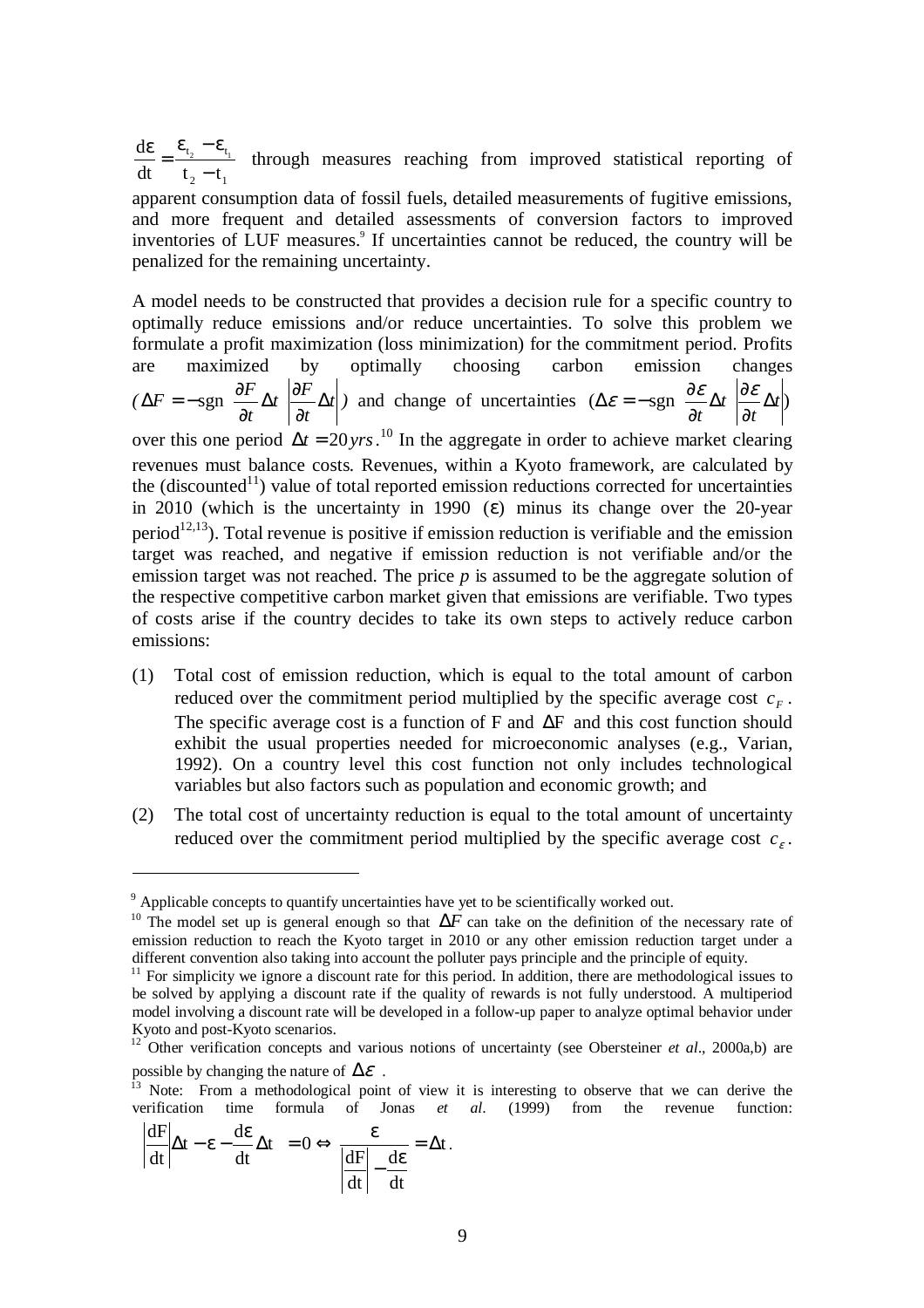$\frac{d\varepsilon}{dt} = \frac{\varepsilon_{t_2} - \varepsilon_{t_1}}{t_2 - t_1}$ through measures reaching from improved statistical reporting of apparent consumption data of fossil fuels, detailed measurements of fugitive emissions, and more frequent and detailed assessments of conversion factors to improved inventories of LUF measures.[9] If uncertainties cannot be reduced, the country will be penalized for the remaining uncertainty.

A model needs to be constructed that provides a decision rule for a specific country to optimally reduce emissions and/or reduce uncertainties. To solve this problem we formulate a profit maximization (loss minimization) for the commitment period. Profits are maximized by optimally choosing carbon emission changes ($\Delta F = -\text{sgn}\left(\frac{\partial F}{\partial t}\Delta t\right)\left|\frac{\partial F}{\partial t}\Delta t\right|$) and change of uncertainties ($\Delta\varepsilon = -\text{sgn}\left(\frac{\partial \varepsilon}{\partial t}\Delta t\right)\left|\frac{\partial \varepsilon}{\partial t}\Delta t\right|$) over this one period $\Delta t = 20\,yrs$.[10] In the aggregate in order to achieve market clearing revenues must balance costs. Revenues, within a Kyoto framework, are calculated by the (discounted[11]) value of total reported emission reductions corrected for uncertainties in 2010 (which is the uncertainty in 1990 ($\varepsilon$) minus its change over the 20-year period[12,13]). Total revenue is positive if emission reduction is verifiable and the emission target was reached, and negative if emission reduction is not verifiable and/or the emission target was not reached. The price *p* is assumed to be the aggregate solution of the respective competitive carbon market given that emissions are verifiable. Two types of costs arise if the country decides to take its own steps to actively reduce carbon emissions:

(1) Total cost of emission reduction, which is equal to the total amount of carbon reduced over the commitment period multiplied by the specific average cost $c_F$. The specific average cost is a function of F and $\Delta F$ and this cost function should exhibit the usual properties needed for microeconomic analyses (e.g., Varian, 1992). On a country level this cost function not only includes technological variables but also factors such as population and economic growth; and

(2) The total cost of uncertainty reduction is equal to the total amount of uncertainty reduced over the commitment period multiplied by the specific average cost $c_\varepsilon$.

---

[9] Applicable concepts to quantify uncertainties have yet to be scientifically worked out.

[10] The model set up is general enough so that $\Delta F$ can take on the definition of the necessary rate of emission reduction to reach the Kyoto target in 2010 or any other emission reduction target under a different convention also taking into account the polluter pays principle and the principle of equity.

[11] For simplicity we ignore a discount rate for this period. In addition, there are methodological issues to be solved by applying a discount rate if the quality of rewards is not fully understood. A multiperiod model involving a discount rate will be developed in a follow-up paper to analyze optimal behavior under Kyoto and post-Kyoto scenarios.

[12] Other verification concepts and various notions of uncertainty (see Obersteiner *et al*., 2000a,b) are possible by changing the nature of $\Delta\varepsilon$.

[13] Note: From a methodological point of view it is interesting to observe that we can derive the verification time formula of Jonas *et al*. (1999) from the revenue function:

$$\left|\frac{dF}{dt}\right|\Delta t - \left(\varepsilon - \frac{d\varepsilon}{dt}\Delta t\right) = 0 \Leftrightarrow \frac{\varepsilon}{\left|\frac{dF}{dt}\right| - \frac{d\varepsilon}{dt}} = \Delta t.$$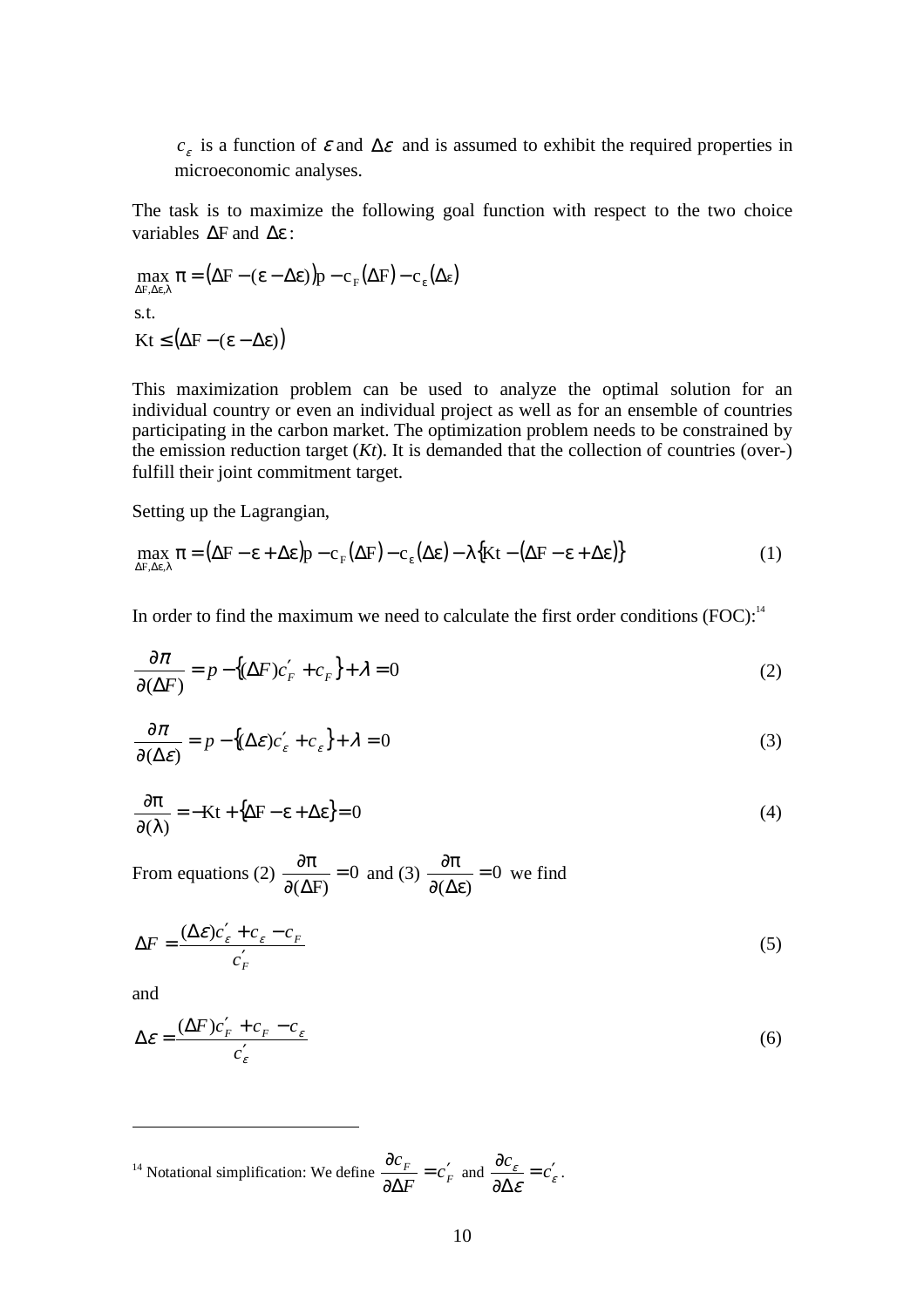$c_\varepsilon$ is a function of $\varepsilon$ and $\Delta\varepsilon$ and is assumed to exhibit the required properties in microeconomic analyses.

The task is to maximize the following goal function with respect to the two choice variables $\Delta$F and $\Delta\varepsilon$:

$$\max_{\Delta F, \Delta\varepsilon, \lambda} \pi = \left(\Delta F - (\varepsilon - \Delta\varepsilon)\right)p - c_F(\Delta F) - c_\varepsilon(\Delta\varepsilon)$$

s.t.

$$Kt \leq \left(\Delta F - (\varepsilon - \Delta\varepsilon)\right)$$

This maximization problem can be used to analyze the optimal solution for an individual country or even an individual project as well as for an ensemble of countries participating in the carbon market. The optimization problem needs to be constrained by the emission reduction target (*Kt*). It is demanded that the collection of countries (over-) fulfill their joint commitment target.

Setting up the Lagrangian,

$$\max_{\Delta F, \Delta\varepsilon, \lambda} \pi = \left(\Delta F - \varepsilon + \Delta\varepsilon\right)p - c_F(\Delta F) - c_\varepsilon(\Delta\varepsilon) - \lambda\left\{Kt - \left(\Delta F - \varepsilon + \Delta\varepsilon\right)\right\} \tag{1}$$

In order to find the maximum we need to calculate the first order conditions (FOC):[14]

$$\frac{\partial \pi}{\partial(\Delta F)} = p - \left\{(\Delta F)c_F' + c_F\right\} + \lambda = 0 \tag{2}$$

$$\frac{\partial \pi}{\partial(\Delta\varepsilon)} = p - \left\{(\Delta\varepsilon)c_\varepsilon' + c_\varepsilon\right\} + \lambda = 0 \tag{3}$$

$$\frac{\partial \pi}{\partial(\lambda)} = -Kt + \left\{\Delta F - \varepsilon + \Delta\varepsilon\right\} = 0 \tag{4}$$

From equations (2) $\frac{\partial \pi}{\partial(\Delta F)} = 0$ and (3) $\frac{\partial \pi}{\partial(\Delta\varepsilon)} = 0$ we find

$$\Delta F = \frac{(\Delta\varepsilon)c_\varepsilon' + c_\varepsilon - c_F}{c_F'} \tag{5}$$

and

$$\Delta\varepsilon = \frac{(\Delta F)c_F' + c_F - c_\varepsilon}{c_\varepsilon'} \tag{6}$$

---

[14] Notational simplification: We define $\frac{\partial c_F}{\partial \Delta F} = c_F'$ and $\frac{\partial c_\varepsilon}{\partial \Delta\varepsilon} = c_\varepsilon'$.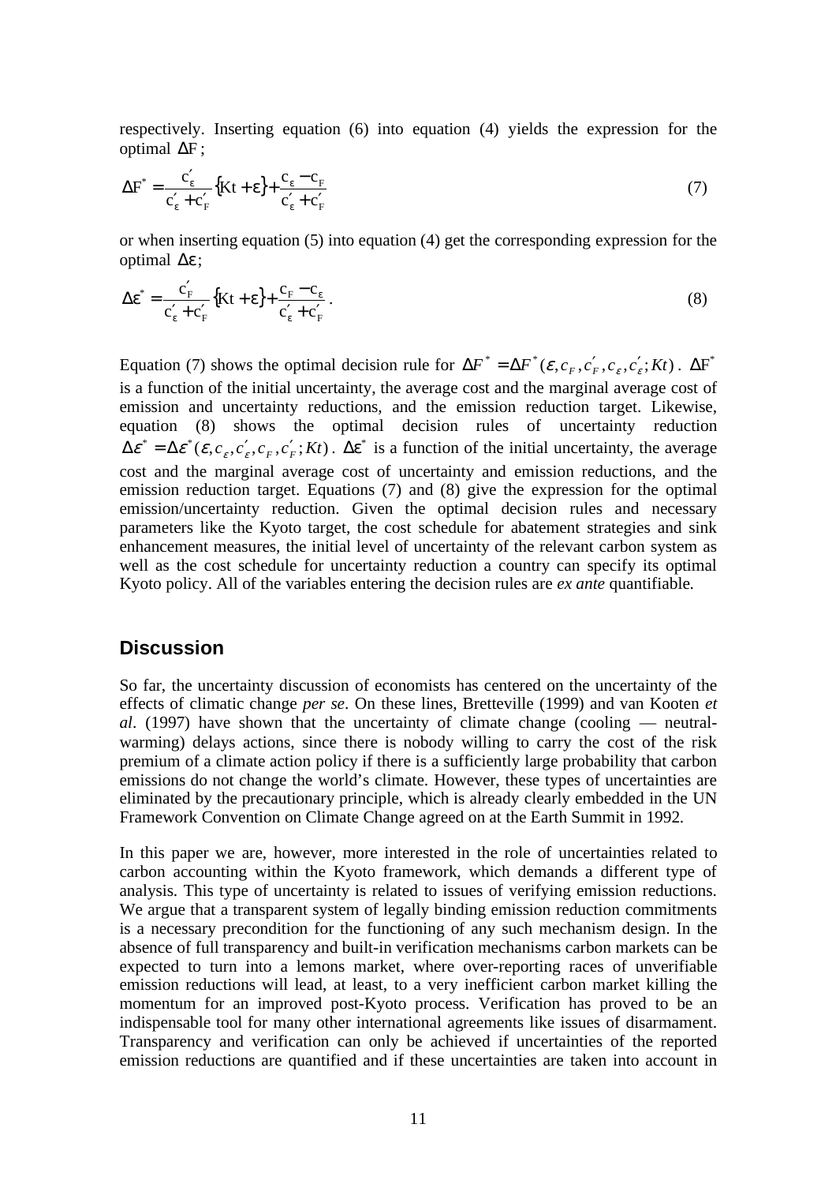respectively. Inserting equation (6) into equation (4) yields the expression for the optimal $\Delta F$;

$$\Delta F^{*} = \frac{c_{\varepsilon}^{'}}{c_{\varepsilon}^{'} + c_{F}^{'}}\{Kt + \varepsilon\} + \frac{c_{\varepsilon} - c_{F}}{c_{\varepsilon}^{'} + c_{F}^{'}} \tag{7}$$

or when inserting equation (5) into equation (4) get the corresponding expression for the optimal $\Delta\varepsilon$;

$$\Delta\varepsilon^{*} = \frac{c_{F}^{'}}{c_{\varepsilon}^{'} + c_{F}^{'}}\{Kt + \varepsilon\} + \frac{c_{F} - c_{\varepsilon}}{c_{\varepsilon}^{'} + c_{F}^{'}}. \tag{8}$$

Equation (7) shows the optimal decision rule for $\Delta F^{*} = \Delta F^{*}(\varepsilon, c_{F}, c_{F}^{'}, c_{\varepsilon}, c_{\varepsilon}^{'}; Kt)$. $\Delta F^{*}$ is a function of the initial uncertainty, the average cost and the marginal average cost of emission and uncertainty reductions, and the emission reduction target. Likewise, equation (8) shows the optimal decision rules of uncertainty reduction $\Delta\varepsilon^{*} = \Delta\varepsilon^{*}(\varepsilon, c_{\varepsilon}, c_{\varepsilon}^{'}, c_{F}, c_{F}^{'}; Kt)$. $\Delta\varepsilon^{*}$ is a function of the initial uncertainty, the average cost and the marginal average cost of uncertainty and emission reductions, and the emission reduction target. Equations (7) and (8) give the expression for the optimal emission/uncertainty reduction. Given the optimal decision rules and necessary parameters like the Kyoto target, the cost schedule for abatement strategies and sink enhancement measures, the initial level of uncertainty of the relevant carbon system as well as the cost schedule for uncertainty reduction a country can specify its optimal Kyoto policy. All of the variables entering the decision rules are *ex ante* quantifiable.

## Discussion

So far, the uncertainty discussion of economists has centered on the uncertainty of the effects of climatic change *per se*. On these lines, Bretteville (1999) and van Kooten *et al*. (1997) have shown that the uncertainty of climate change (cooling — neutral-warming) delays actions, since there is nobody willing to carry the cost of the risk premium of a climate action policy if there is a sufficiently large probability that carbon emissions do not change the world's climate. However, these types of uncertainties are eliminated by the precautionary principle, which is already clearly embedded in the UN Framework Convention on Climate Change agreed on at the Earth Summit in 1992.

In this paper we are, however, more interested in the role of uncertainties related to carbon accounting within the Kyoto framework, which demands a different type of analysis. This type of uncertainty is related to issues of verifying emission reductions. We argue that a transparent system of legally binding emission reduction commitments is a necessary precondition for the functioning of any such mechanism design. In the absence of full transparency and built-in verification mechanisms carbon markets can be expected to turn into a lemons market, where over-reporting races of unverifiable emission reductions will lead, at least, to a very inefficient carbon market killing the momentum for an improved post-Kyoto process. Verification has proved to be an indispensable tool for many other international agreements like issues of disarmament. Transparency and verification can only be achieved if uncertainties of the reported emission reductions are quantified and if these uncertainties are taken into account in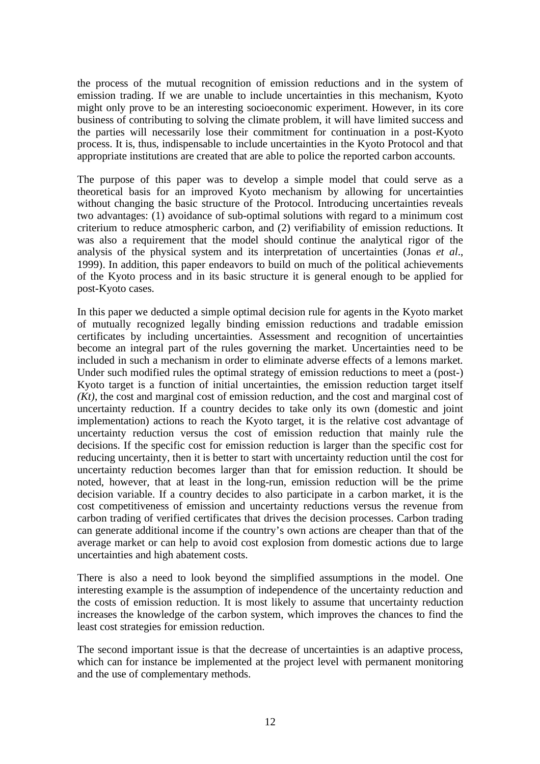the process of the mutual recognition of emission reductions and in the system of emission trading. If we are unable to include uncertainties in this mechanism, Kyoto might only prove to be an interesting socioeconomic experiment. However, in its core business of contributing to solving the climate problem, it will have limited success and the parties will necessarily lose their commitment for continuation in a post-Kyoto process. It is, thus, indispensable to include uncertainties in the Kyoto Protocol and that appropriate institutions are created that are able to police the reported carbon accounts.

The purpose of this paper was to develop a simple model that could serve as a theoretical basis for an improved Kyoto mechanism by allowing for uncertainties without changing the basic structure of the Protocol. Introducing uncertainties reveals two advantages: (1) avoidance of sub-optimal solutions with regard to a minimum cost criterium to reduce atmospheric carbon, and (2) verifiability of emission reductions. It was also a requirement that the model should continue the analytical rigor of the analysis of the physical system and its interpretation of uncertainties (Jonas *et al*., 1999). In addition, this paper endeavors to build on much of the political achievements of the Kyoto process and in its basic structure it is general enough to be applied for post-Kyoto cases.

In this paper we deducted a simple optimal decision rule for agents in the Kyoto market of mutually recognized legally binding emission reductions and tradable emission certificates by including uncertainties. Assessment and recognition of uncertainties become an integral part of the rules governing the market. Uncertainties need to be included in such a mechanism in order to eliminate adverse effects of a lemons market. Under such modified rules the optimal strategy of emission reductions to meet a (post-) Kyoto target is a function of initial uncertainties, the emission reduction target itself *(Kt)*, the cost and marginal cost of emission reduction, and the cost and marginal cost of uncertainty reduction. If a country decides to take only its own (domestic and joint implementation) actions to reach the Kyoto target, it is the relative cost advantage of uncertainty reduction versus the cost of emission reduction that mainly rule the decisions. If the specific cost for emission reduction is larger than the specific cost for reducing uncertainty, then it is better to start with uncertainty reduction until the cost for uncertainty reduction becomes larger than that for emission reduction. It should be noted, however, that at least in the long-run, emission reduction will be the prime decision variable. If a country decides to also participate in a carbon market, it is the cost competitiveness of emission and uncertainty reductions versus the revenue from carbon trading of verified certificates that drives the decision processes. Carbon trading can generate additional income if the country's own actions are cheaper than that of the average market or can help to avoid cost explosion from domestic actions due to large uncertainties and high abatement costs.

There is also a need to look beyond the simplified assumptions in the model. One interesting example is the assumption of independence of the uncertainty reduction and the costs of emission reduction. It is most likely to assume that uncertainty reduction increases the knowledge of the carbon system, which improves the chances to find the least cost strategies for emission reduction.

The second important issue is that the decrease of uncertainties is an adaptive process, which can for instance be implemented at the project level with permanent monitoring and the use of complementary methods.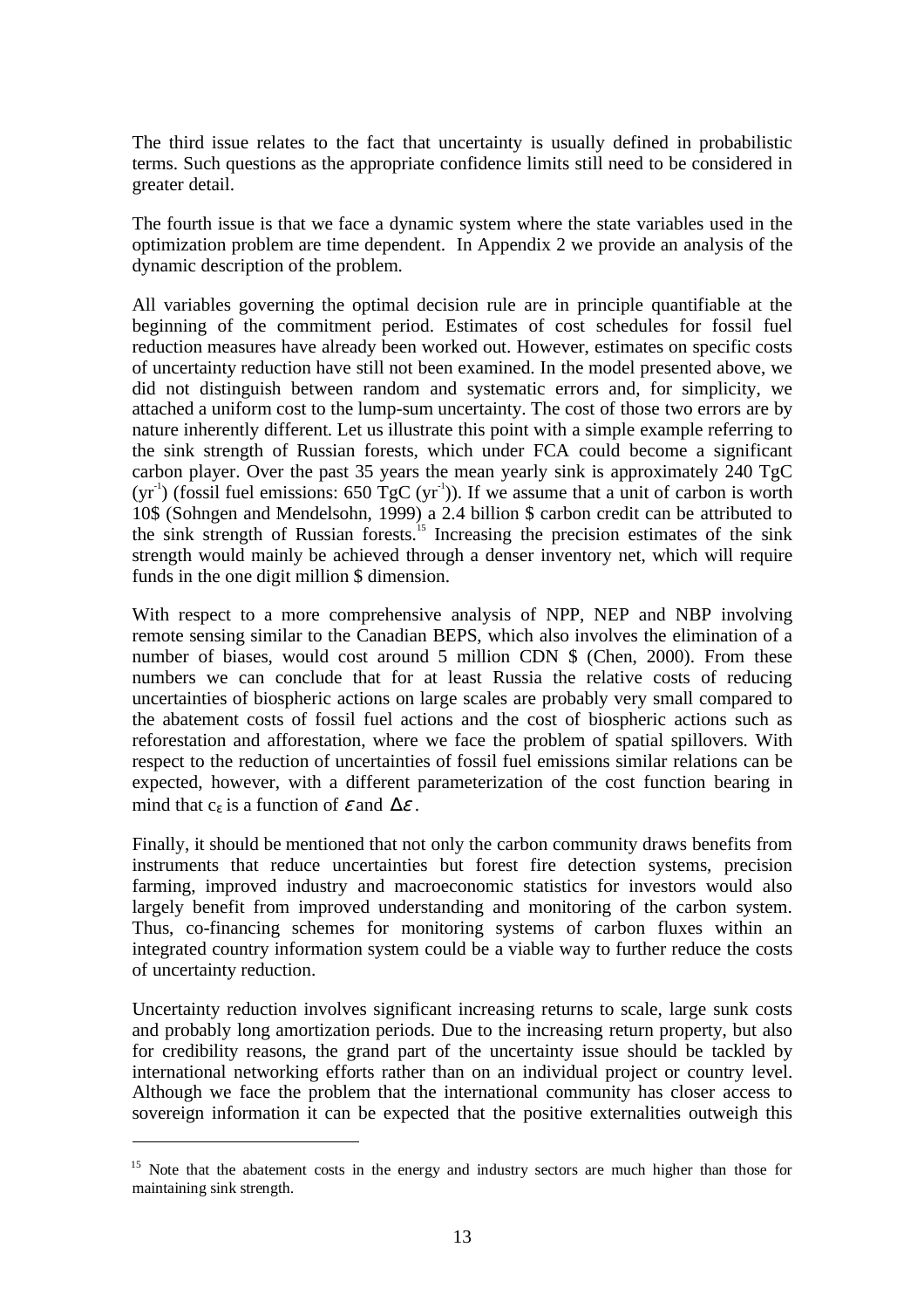The third issue relates to the fact that uncertainty is usually defined in probabilistic terms. Such questions as the appropriate confidence limits still need to be considered in greater detail.

The fourth issue is that we face a dynamic system where the state variables used in the optimization problem are time dependent. In Appendix 2 we provide an analysis of the dynamic description of the problem.

All variables governing the optimal decision rule are in principle quantifiable at the beginning of the commitment period. Estimates of cost schedules for fossil fuel reduction measures have already been worked out. However, estimates on specific costs of uncertainty reduction have still not been examined. In the model presented above, we did not distinguish between random and systematic errors and, for simplicity, we attached a uniform cost to the lump-sum uncertainty. The cost of those two errors are by nature inherently different. Let us illustrate this point with a simple example referring to the sink strength of Russian forests, which under FCA could become a significant carbon player. Over the past 35 years the mean yearly sink is approximately 240 TgC ($yr^{-1}$) (fossil fuel emissions: 650 TgC ($yr^{-1}$)). If we assume that a unit of carbon is worth 10$ (Sohngen and Mendelsohn, 1999) a 2.4 billion $ carbon credit can be attributed to the sink strength of Russian forests.[15] Increasing the precision estimates of the sink strength would mainly be achieved through a denser inventory net, which will require funds in the one digit million $ dimension.

With respect to a more comprehensive analysis of NPP, NEP and NBP involving remote sensing similar to the Canadian BEPS, which also involves the elimination of a number of biases, would cost around 5 million CDN $ (Chen, 2000). From these numbers we can conclude that for at least Russia the relative costs of reducing uncertainties of biospheric actions on large scales are probably very small compared to the abatement costs of fossil fuel actions and the cost of biospheric actions such as reforestation and afforestation, where we face the problem of spatial spillovers. With respect to the reduction of uncertainties of fossil fuel emissions similar relations can be expected, however, with a different parameterization of the cost function bearing in mind that $c_\varepsilon$ is a function of $\varepsilon$ and $\Delta\varepsilon$.

Finally, it should be mentioned that not only the carbon community draws benefits from instruments that reduce uncertainties but forest fire detection systems, precision farming, improved industry and macroeconomic statistics for investors would also largely benefit from improved understanding and monitoring of the carbon system. Thus, co-financing schemes for monitoring systems of carbon fluxes within an integrated country information system could be a viable way to further reduce the costs of uncertainty reduction.

Uncertainty reduction involves significant increasing returns to scale, large sunk costs and probably long amortization periods. Due to the increasing return property, but also for credibility reasons, the grand part of the uncertainty issue should be tackled by international networking efforts rather than on an individual project or country level. Although we face the problem that the international community has closer access to sovereign information it can be expected that the positive externalities outweigh this

---

[15] Note that the abatement costs in the energy and industry sectors are much higher than those for maintaining sink strength.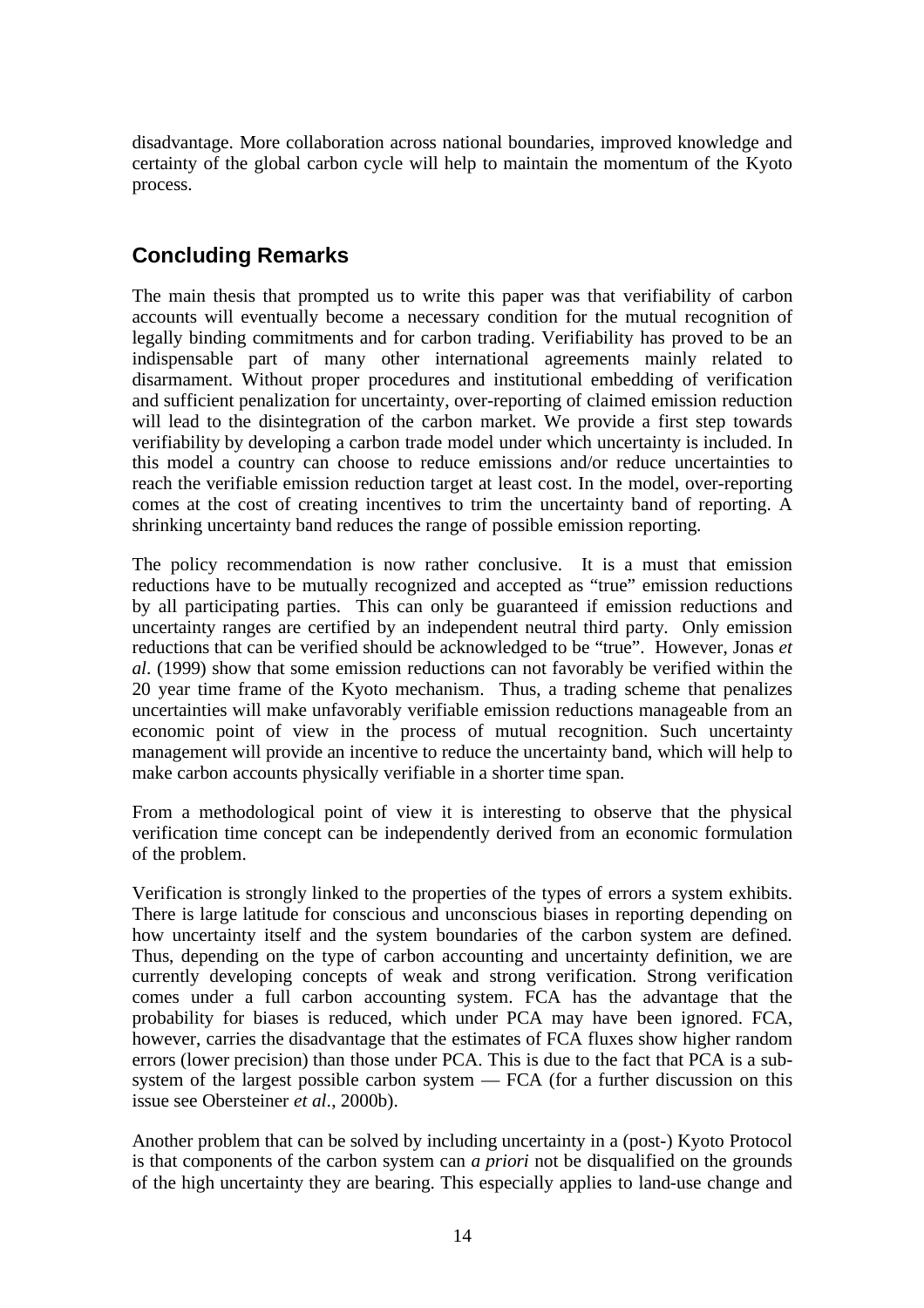disadvantage. More collaboration across national boundaries, improved knowledge and certainty of the global carbon cycle will help to maintain the momentum of the Kyoto process.

## Concluding Remarks

The main thesis that prompted us to write this paper was that verifiability of carbon accounts will eventually become a necessary condition for the mutual recognition of legally binding commitments and for carbon trading. Verifiability has proved to be an indispensable part of many other international agreements mainly related to disarmament. Without proper procedures and institutional embedding of verification and sufficient penalization for uncertainty, over-reporting of claimed emission reduction will lead to the disintegration of the carbon market. We provide a first step towards verifiability by developing a carbon trade model under which uncertainty is included. In this model a country can choose to reduce emissions and/or reduce uncertainties to reach the verifiable emission reduction target at least cost. In the model, over-reporting comes at the cost of creating incentives to trim the uncertainty band of reporting. A shrinking uncertainty band reduces the range of possible emission reporting.

The policy recommendation is now rather conclusive. It is a must that emission reductions have to be mutually recognized and accepted as "true" emission reductions by all participating parties. This can only be guaranteed if emission reductions and uncertainty ranges are certified by an independent neutral third party. Only emission reductions that can be verified should be acknowledged to be "true". However, Jonas *et al*. (1999) show that some emission reductions can not favorably be verified within the 20 year time frame of the Kyoto mechanism. Thus, a trading scheme that penalizes uncertainties will make unfavorably verifiable emission reductions manageable from an economic point of view in the process of mutual recognition. Such uncertainty management will provide an incentive to reduce the uncertainty band, which will help to make carbon accounts physically verifiable in a shorter time span.

From a methodological point of view it is interesting to observe that the physical verification time concept can be independently derived from an economic formulation of the problem.

Verification is strongly linked to the properties of the types of errors a system exhibits. There is large latitude for conscious and unconscious biases in reporting depending on how uncertainty itself and the system boundaries of the carbon system are defined. Thus, depending on the type of carbon accounting and uncertainty definition, we are currently developing concepts of weak and strong verification. Strong verification comes under a full carbon accounting system. FCA has the advantage that the probability for biases is reduced, which under PCA may have been ignored. FCA, however, carries the disadvantage that the estimates of FCA fluxes show higher random errors (lower precision) than those under PCA. This is due to the fact that PCA is a sub-system of the largest possible carbon system — FCA (for a further discussion on this issue see Obersteiner *et al*., 2000b).

Another problem that can be solved by including uncertainty in a (post-) Kyoto Protocol is that components of the carbon system can *a priori* not be disqualified on the grounds of the high uncertainty they are bearing. This especially applies to land-use change and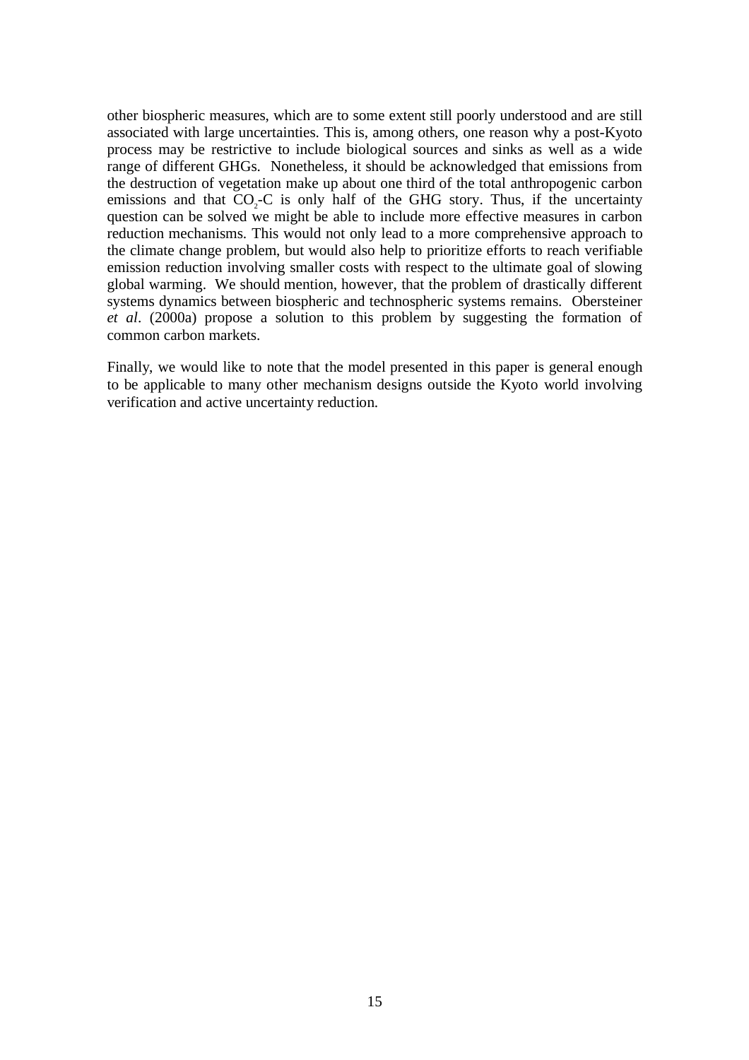other biospheric measures, which are to some extent still poorly understood and are still associated with large uncertainties. This is, among others, one reason why a post-Kyoto process may be restrictive to include biological sources and sinks as well as a wide range of different GHGs. Nonetheless, it should be acknowledged that emissions from the destruction of vegetation make up about one third of the total anthropogenic carbon emissions and that $CO_2$-C is only half of the GHG story. Thus, if the uncertainty question can be solved we might be able to include more effective measures in carbon reduction mechanisms. This would not only lead to a more comprehensive approach to the climate change problem, but would also help to prioritize efforts to reach verifiable emission reduction involving smaller costs with respect to the ultimate goal of slowing global warming. We should mention, however, that the problem of drastically different systems dynamics between biospheric and technospheric systems remains. Obersteiner *et al*. (2000a) propose a solution to this problem by suggesting the formation of common carbon markets.

Finally, we would like to note that the model presented in this paper is general enough to be applicable to many other mechanism designs outside the Kyoto world involving verification and active uncertainty reduction.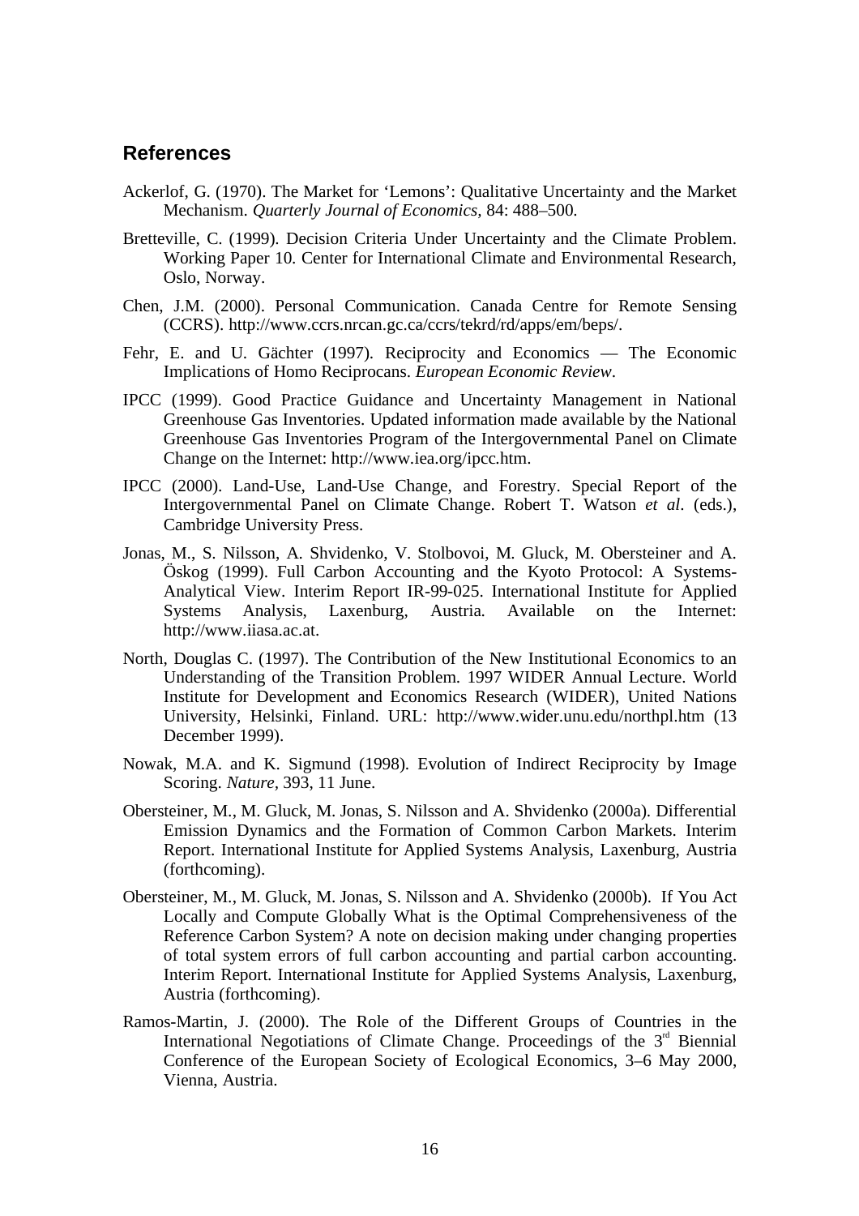## References

Ackerlof, G. (1970). The Market for ‘Lemons’: Qualitative Uncertainty and the Market Mechanism. *Quarterly Journal of Economics*, 84: 488–500.

Bretteville, C. (1999). Decision Criteria Under Uncertainty and the Climate Problem. Working Paper 10. Center for International Climate and Environmental Research, Oslo, Norway.

Chen, J.M. (2000). Personal Communication. Canada Centre for Remote Sensing (CCRS). http://www.ccrs.nrcan.gc.ca/ccrs/tekrd/rd/apps/em/beps/.

Fehr, E. and U. Gächter (1997). Reciprocity and Economics — The Economic Implications of Homo Reciprocans. *European Economic Review*.

IPCC (1999). Good Practice Guidance and Uncertainty Management in National Greenhouse Gas Inventories. Updated information made available by the National Greenhouse Gas Inventories Program of the Intergovernmental Panel on Climate Change on the Internet: http://www.iea.org/ipcc.htm.

IPCC (2000). Land-Use, Land-Use Change, and Forestry. Special Report of the Intergovernmental Panel on Climate Change. Robert T. Watson *et al*. (eds.), Cambridge University Press.

Jonas, M., S. Nilsson, A. Shvidenko, V. Stolbovoi, M. Gluck, M. Obersteiner and A. Öskog (1999). Full Carbon Accounting and the Kyoto Protocol: A Systems-Analytical View. Interim Report IR-99-025. International Institute for Applied Systems Analysis, Laxenburg, Austria. Available on the Internet: http://www.iiasa.ac.at.

North, Douglas C. (1997). The Contribution of the New Institutional Economics to an Understanding of the Transition Problem. 1997 WIDER Annual Lecture. World Institute for Development and Economics Research (WIDER), United Nations University, Helsinki, Finland. URL: http://www.wider.unu.edu/northpl.htm (13 December 1999).

Nowak, M.A. and K. Sigmund (1998). Evolution of Indirect Reciprocity by Image Scoring. *Nature*, 393, 11 June.

Obersteiner, M., M. Gluck, M. Jonas, S. Nilsson and A. Shvidenko (2000a). Differential Emission Dynamics and the Formation of Common Carbon Markets. Interim Report. International Institute for Applied Systems Analysis, Laxenburg, Austria (forthcoming).

Obersteiner, M., M. Gluck, M. Jonas, S. Nilsson and A. Shvidenko (2000b). If You Act Locally and Compute Globally What is the Optimal Comprehensiveness of the Reference Carbon System? A note on decision making under changing properties of total system errors of full carbon accounting and partial carbon accounting. Interim Report. International Institute for Applied Systems Analysis, Laxenburg, Austria (forthcoming).

Ramos-Martin, J. (2000). The Role of the Different Groups of Countries in the International Negotiations of Climate Change. Proceedings of the 3rd Biennial Conference of the European Society of Ecological Economics, 3–6 May 2000, Vienna, Austria.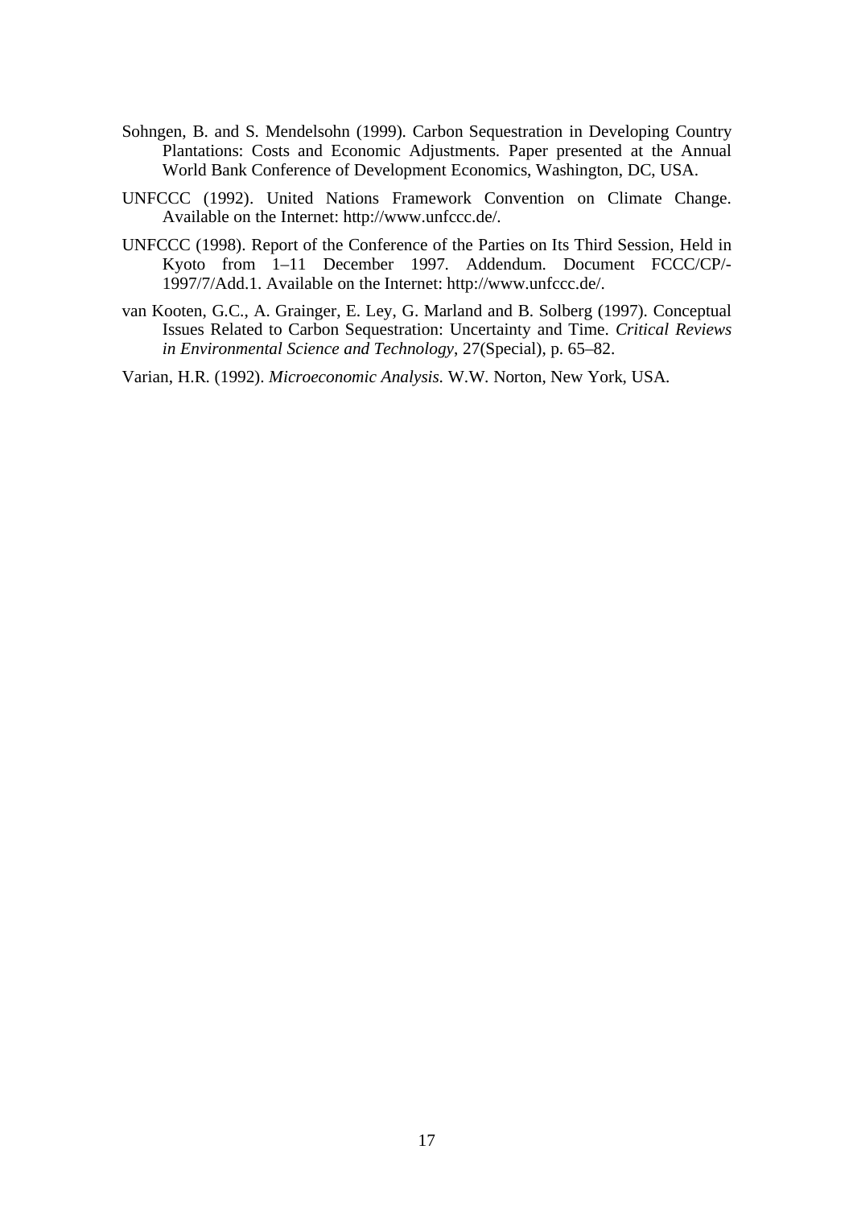Sohngen, B. and S. Mendelsohn (1999). Carbon Sequestration in Developing Country Plantations: Costs and Economic Adjustments. Paper presented at the Annual World Bank Conference of Development Economics, Washington, DC, USA.

UNFCCC (1992). United Nations Framework Convention on Climate Change. Available on the Internet: http://www.unfccc.de/.

UNFCCC (1998). Report of the Conference of the Parties on Its Third Session, Held in Kyoto from 1–11 December 1997. Addendum. Document FCCC/CP/-1997/7/Add.1. Available on the Internet: http://www.unfccc.de/.

van Kooten, G.C., A. Grainger, E. Ley, G. Marland and B. Solberg (1997). Conceptual Issues Related to Carbon Sequestration: Uncertainty and Time. *Critical Reviews in Environmental Science and Technology*, 27(Special), p. 65–82.

Varian, H.R. (1992). *Microeconomic Analysis*. W.W. Norton, New York, USA.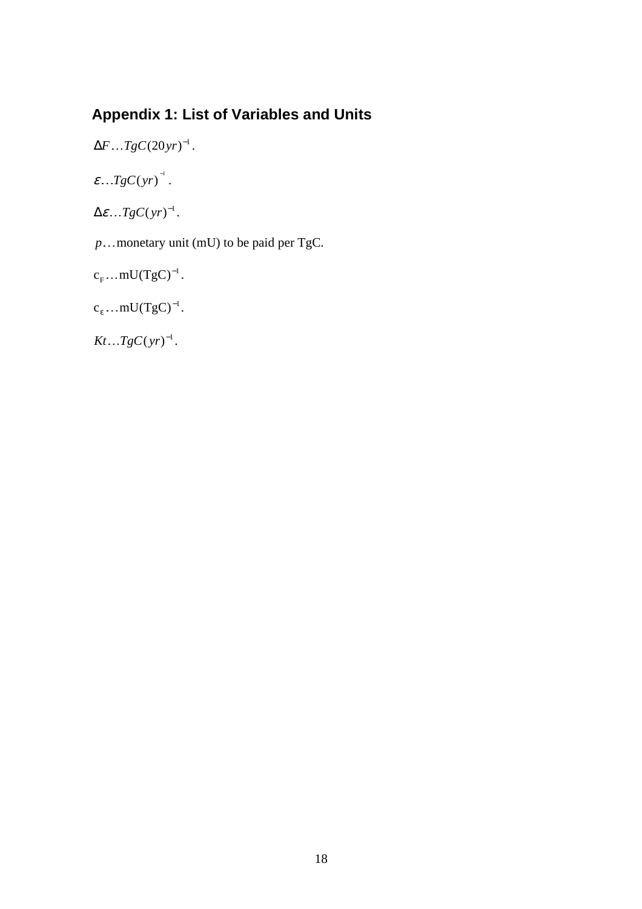## Appendix 1: List of Variables and Units

$\Delta F \ldots TgC(20yr)^{-1}$.

$\varepsilon \ldots TgC(yr)^{-1}$.

$\Delta\varepsilon \ldots TgC(yr)^{-1}$.

$p \ldots$ monetary unit (mU) to be paid per TgC.

$c_F \ldots \mathrm{mU(TgC)}^{-1}$.

$c_\varepsilon \ldots \mathrm{mU(TgC)}^{-1}$.

$Kt \ldots TgC(yr)^{-1}$.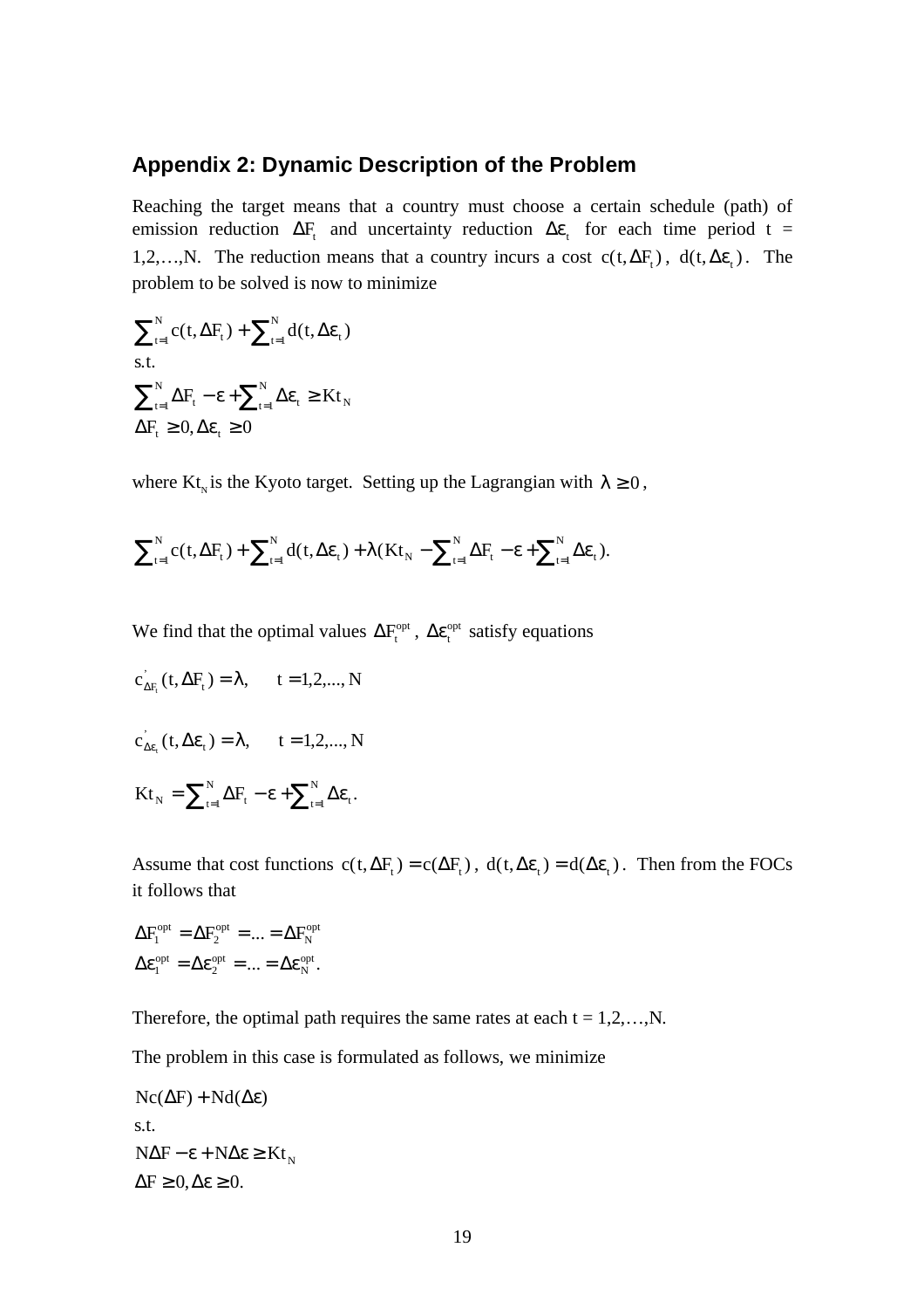## Appendix 2: Dynamic Description of the Problem

Reaching the target means that a country must choose a certain schedule (path) of emission reduction $\Delta F_t$ and uncertainty reduction $\Delta\varepsilon_t$ for each time period t = 1,2,…,N. The reduction means that a country incurs a cost $c(t, \Delta F_t)$, $d(t, \Delta\varepsilon_t)$. The problem to be solved is now to minimize

$$\sum_{t=1}^{N} c(t, \Delta F_t) + \sum_{t=1}^{N} d(t, \Delta\varepsilon_t)$$

s.t.

$$\sum_{t=1}^{N} \Delta F_t - \varepsilon + \sum_{t=1}^{N} \Delta\varepsilon_t \geq Kt_N$$

$$\Delta F_t \geq 0, \Delta\varepsilon_t \geq 0$$

where $Kt_N$ is the Kyoto target. Setting up the Lagrangian with $\lambda \geq 0$,

$$\sum_{t=1}^{N} c(t, \Delta F_t) + \sum_{t=1}^{N} d(t, \Delta\varepsilon_t) + \lambda(Kt_N - \sum_{t=1}^{N} \Delta F_t - \varepsilon + \sum_{t=1}^{N} \Delta\varepsilon_t).$$

We find that the optimal values $\Delta F_t^{opt}$, $\Delta\varepsilon_t^{opt}$ satisfy equations

$$c'_{\Delta F_t}(t, \Delta F_t) = \lambda, \quad t = 1,2,..., N$$

$$c'_{\Delta\varepsilon_t}(t, \Delta\varepsilon_t) = \lambda, \quad t = 1,2,..., N$$

$$Kt_N = \sum_{t=1}^{N} \Delta F_t - \varepsilon + \sum_{t=1}^{N} \Delta\varepsilon_t.$$

Assume that cost functions $c(t, \Delta F_t) = c(\Delta F_t)$, $d(t, \Delta\varepsilon_t) = d(\Delta\varepsilon_t)$. Then from the FOCs it follows that

$$\Delta F_1^{opt} = \Delta F_2^{opt} = ... = \Delta F_N^{opt}$$

$$\Delta\varepsilon_1^{opt} = \Delta\varepsilon_2^{opt} = ... = \Delta\varepsilon_N^{opt}.$$

Therefore, the optimal path requires the same rates at each t = 1,2,…,N.

The problem in this case is formulated as follows, we minimize

$$Nc(\Delta F) + Nd(\Delta\varepsilon)$$

s.t.

$$N\Delta F - \varepsilon + N\Delta\varepsilon \geq Kt_N$$

$$\Delta F \geq 0, \Delta\varepsilon \geq 0.$$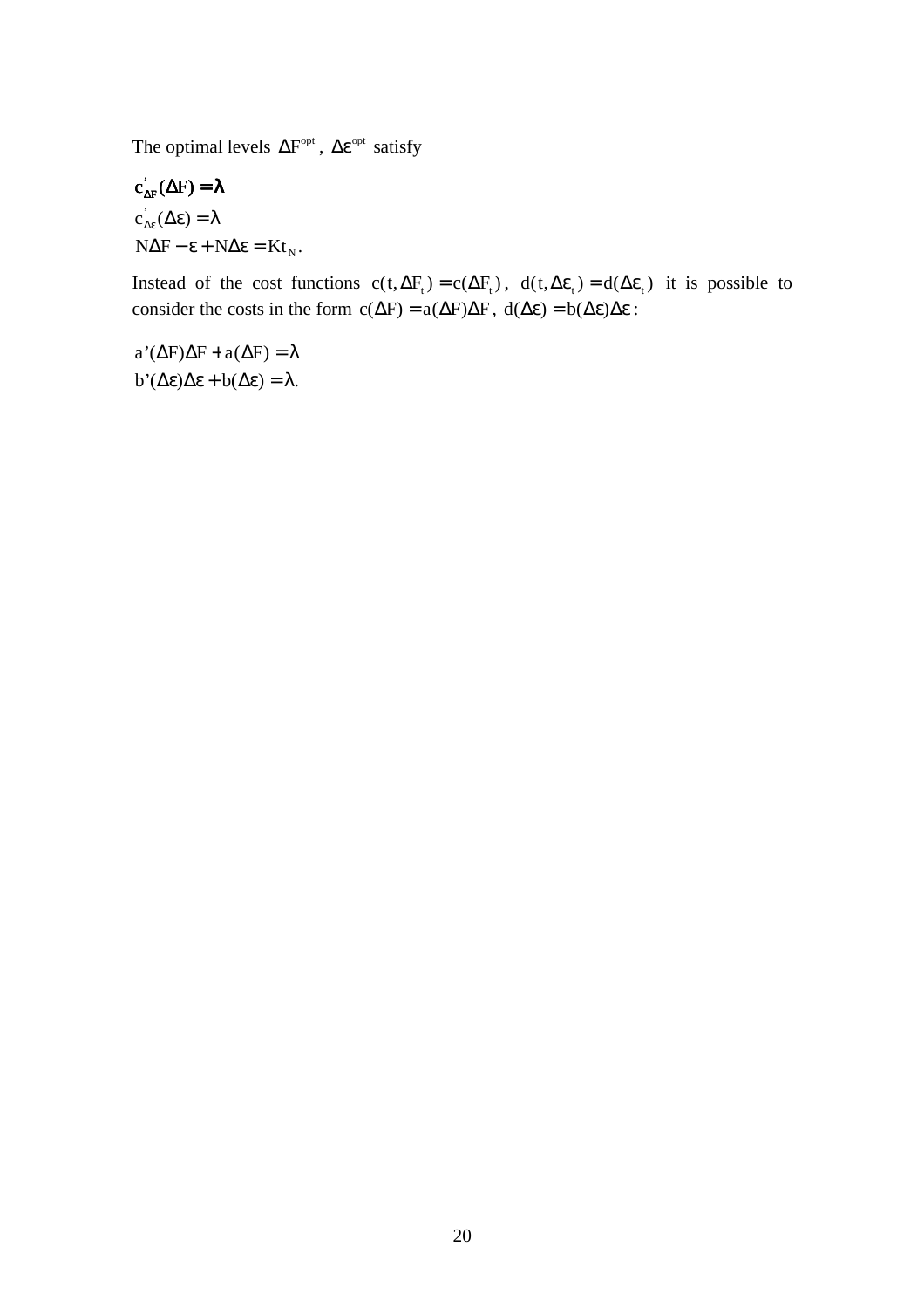The optimal levels $\Delta F^{opt}$, $\Delta\varepsilon^{opt}$ satisfy

$$\mathbf{c'_{\Delta F}(\Delta F) = \lambda}$$

$$c'_{\Delta\varepsilon}(\Delta\varepsilon) = \lambda$$

$$N\Delta F - \varepsilon + N\Delta\varepsilon = Kt_N.$$

Instead of the cost functions $c(t, \Delta F_t) = c(\Delta F_t)$, $d(t, \Delta\varepsilon_t) = d(\Delta\varepsilon_t)$ it is possible to consider the costs in the form $c(\Delta F) = a(\Delta F)\Delta F$, $d(\Delta\varepsilon) = b(\Delta\varepsilon)\Delta\varepsilon$:

$$a'(\Delta F)\Delta F + a(\Delta F) = \lambda$$

$$b'(\Delta\varepsilon)\Delta\varepsilon + b(\Delta\varepsilon) = \lambda.$$